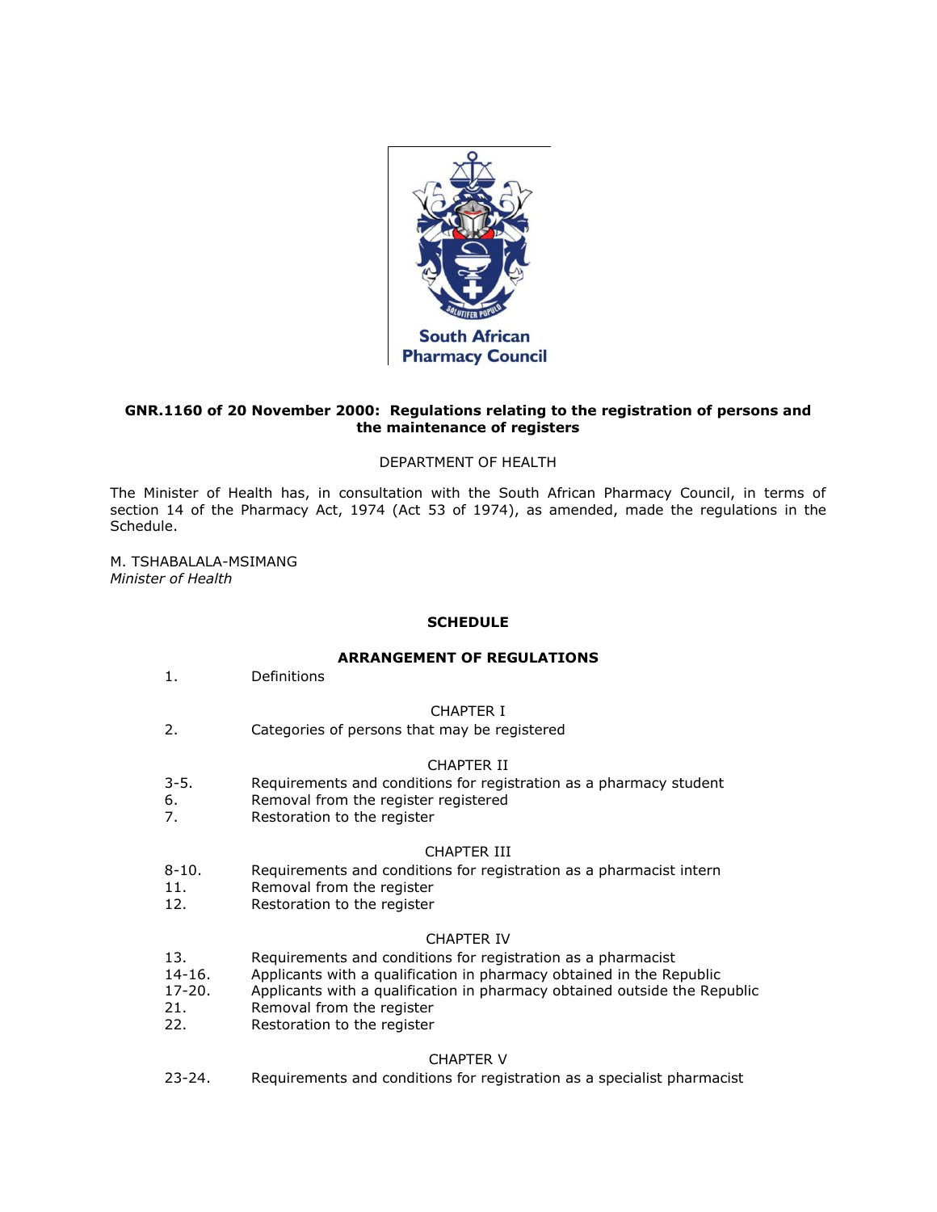South African Pharmacy Council

**GNR.1160 of 20 November 2000: Regulations relating to the registration of persons and the maintenance of registers**

DEPARTMENT OF HEALTH

The Minister of Health has, in consultation with the South African Pharmacy Council, in terms of section 14 of the Pharmacy Act, 1974 (Act 53 of 1974), as amended, made the regulations in the Schedule.

M. TSHABALALA-MSIMANG
*Minister of Health*

**SCHEDULE**

**ARRANGEMENT OF REGULATIONS**

1. Definitions

CHAPTER I

2. Categories of persons that may be registered

CHAPTER II

3-5. Requirements and conditions for registration as a pharmacy student
6. Removal from the register registered
7. Restoration to the register

CHAPTER III

8-10. Requirements and conditions for registration as a pharmacist intern
11. Removal from the register
12. Restoration to the register

CHAPTER IV

13. Requirements and conditions for registration as a pharmacist
14-16. Applicants with a qualification in pharmacy obtained in the Republic
17-20. Applicants with a qualification in pharmacy obtained outside the Republic
21. Removal from the register
22. Restoration to the register

CHAPTER V

23-24. Requirements and conditions for registration as a specialist pharmacist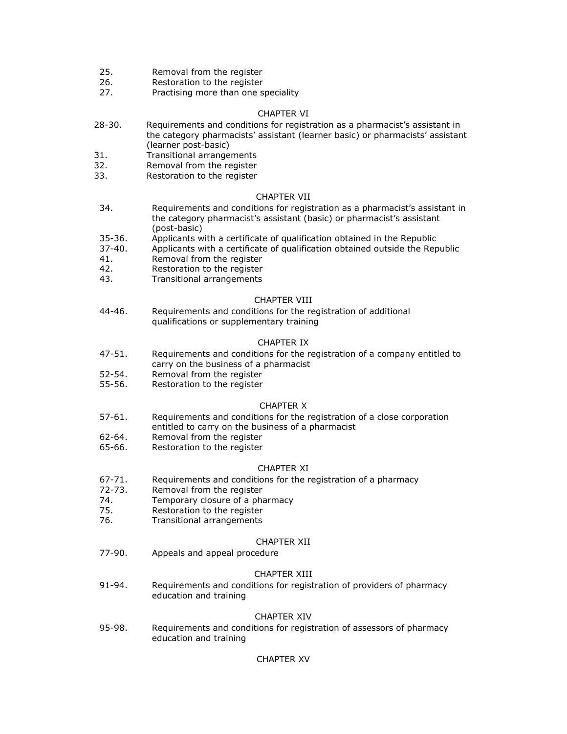25. Removal from the register
26. Restoration to the register
27. Practising more than one speciality

CHAPTER VI

28-30. Requirements and conditions for registration as a pharmacist's assistant in the category pharmacists' assistant (learner basic) or pharmacists' assistant (learner post-basic)
31. Transitional arrangements
32. Removal from the register
33. Restoration to the register

CHAPTER VII

34. Requirements and conditions for registration as a pharmacist's assistant in the category pharmacist's assistant (basic) or pharmacist's assistant (post-basic)
35-36. Applicants with a certificate of qualification obtained in the Republic
37-40. Applicants with a certificate of qualification obtained outside the Republic
41. Removal from the register
42. Restoration to the register
43. Transitional arrangements

CHAPTER VIII

44-46. Requirements and conditions for the registration of additional qualifications or supplementary training

CHAPTER IX

47-51. Requirements and conditions for the registration of a company entitled to carry on the business of a pharmacist
52-54. Removal from the register
55-56. Restoration to the register

CHAPTER X

57-61. Requirements and conditions for the registration of a close corporation entitled to carry on the business of a pharmacist
62-64. Removal from the register
65-66. Restoration to the register

CHAPTER XI

67-71. Requirements and conditions for the registration of a pharmacy
72-73. Removal from the register
74. Temporary closure of a pharmacy
75. Restoration to the register
76. Transitional arrangements

CHAPTER XII

77-90. Appeals and appeal procedure

CHAPTER XIII

91-94. Requirements and conditions for registration of providers of pharmacy education and training

CHAPTER XIV

95-98. Requirements and conditions for registration of assessors of pharmacy education and training

CHAPTER XV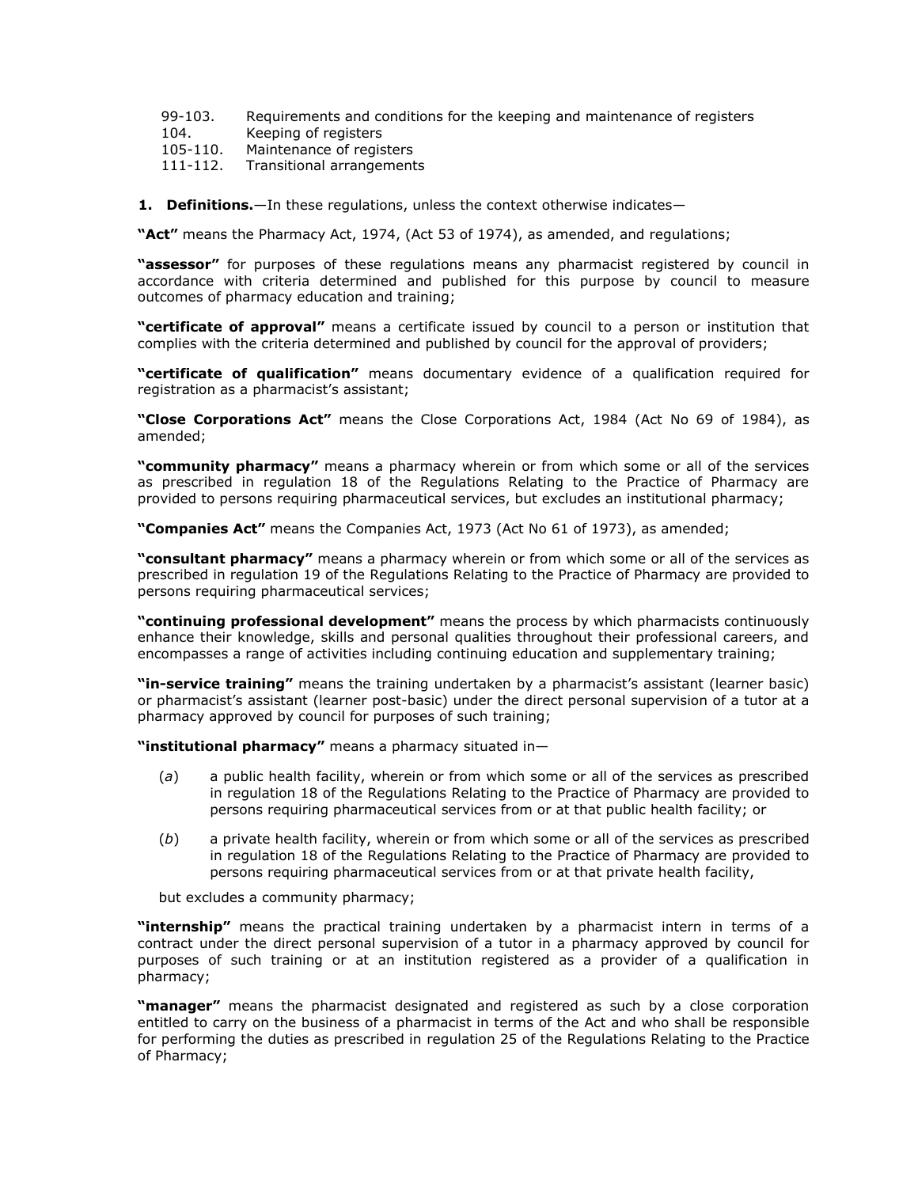99-103. Requirements and conditions for the keeping and maintenance of registers
104. Keeping of registers
105-110. Maintenance of registers
111-112. Transitional arrangements

**1. Definitions.**—In these regulations, unless the context otherwise indicates—

**"Act"** means the Pharmacy Act, 1974, (Act 53 of 1974), as amended, and regulations;

**"assessor"** for purposes of these regulations means any pharmacist registered by council in accordance with criteria determined and published for this purpose by council to measure outcomes of pharmacy education and training;

**"certificate of approval"** means a certificate issued by council to a person or institution that complies with the criteria determined and published by council for the approval of providers;

**"certificate of qualification"** means documentary evidence of a qualification required for registration as a pharmacist's assistant;

**"Close Corporations Act"** means the Close Corporations Act, 1984 (Act No 69 of 1984), as amended;

**"community pharmacy"** means a pharmacy wherein or from which some or all of the services as prescribed in regulation 18 of the Regulations Relating to the Practice of Pharmacy are provided to persons requiring pharmaceutical services, but excludes an institutional pharmacy;

**"Companies Act"** means the Companies Act, 1973 (Act No 61 of 1973), as amended;

**"consultant pharmacy"** means a pharmacy wherein or from which some or all of the services as prescribed in regulation 19 of the Regulations Relating to the Practice of Pharmacy are provided to persons requiring pharmaceutical services;

**"continuing professional development"** means the process by which pharmacists continuously enhance their knowledge, skills and personal qualities throughout their professional careers, and encompasses a range of activities including continuing education and supplementary training;

**"in-service training"** means the training undertaken by a pharmacist's assistant (learner basic) or pharmacist's assistant (learner post-basic) under the direct personal supervision of a tutor at a pharmacy approved by council for purposes of such training;

**"institutional pharmacy"** means a pharmacy situated in—

(*a*) a public health facility, wherein or from which some or all of the services as prescribed in regulation 18 of the Regulations Relating to the Practice of Pharmacy are provided to persons requiring pharmaceutical services from or at that public health facility; or

(*b*) a private health facility, wherein or from which some or all of the services as prescribed in regulation 18 of the Regulations Relating to the Practice of Pharmacy are provided to persons requiring pharmaceutical services from or at that private health facility,

but excludes a community pharmacy;

**"internship"** means the practical training undertaken by a pharmacist intern in terms of a contract under the direct personal supervision of a tutor in a pharmacy approved by council for purposes of such training or at an institution registered as a provider of a qualification in pharmacy;

**"manager"** means the pharmacist designated and registered as such by a close corporation entitled to carry on the business of a pharmacist in terms of the Act and who shall be responsible for performing the duties as prescribed in regulation 25 of the Regulations Relating to the Practice of Pharmacy;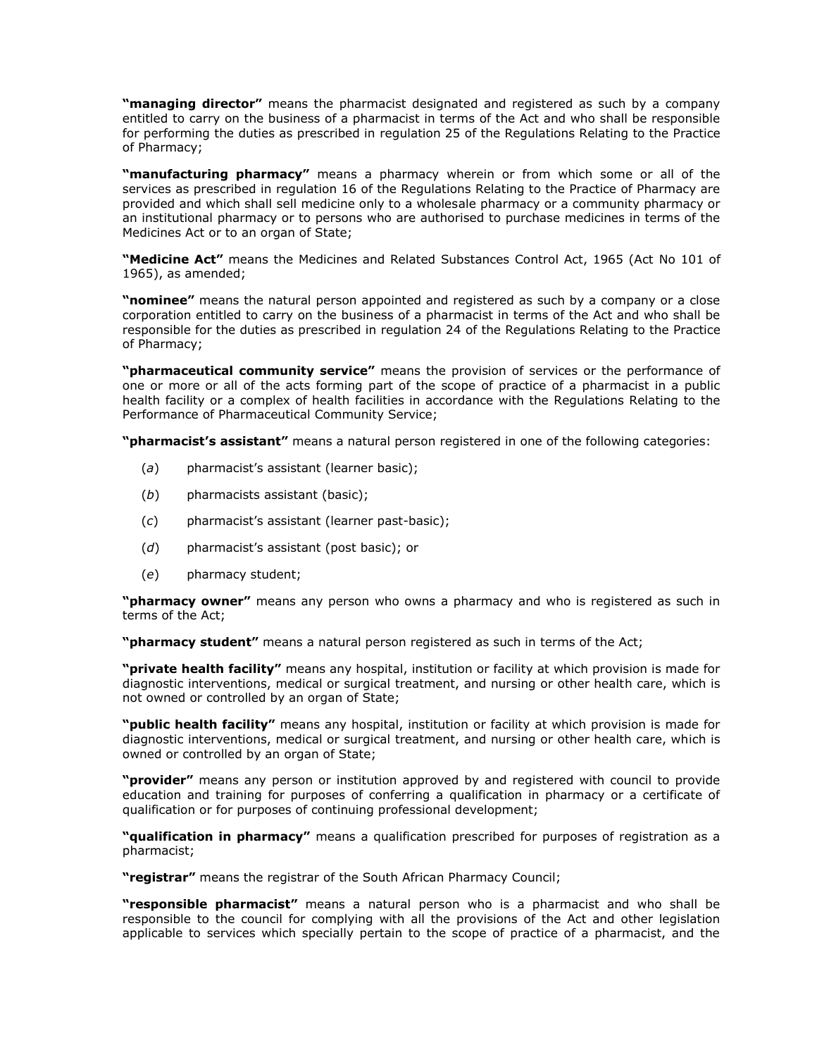**"managing director"** means the pharmacist designated and registered as such by a company entitled to carry on the business of a pharmacist in terms of the Act and who shall be responsible for performing the duties as prescribed in regulation 25 of the Regulations Relating to the Practice of Pharmacy;

**"manufacturing pharmacy"** means a pharmacy wherein or from which some or all of the services as prescribed in regulation 16 of the Regulations Relating to the Practice of Pharmacy are provided and which shall sell medicine only to a wholesale pharmacy or a community pharmacy or an institutional pharmacy or to persons who are authorised to purchase medicines in terms of the Medicines Act or to an organ of State;

**"Medicine Act"** means the Medicines and Related Substances Control Act, 1965 (Act No 101 of 1965), as amended;

**"nominee"** means the natural person appointed and registered as such by a company or a close corporation entitled to carry on the business of a pharmacist in terms of the Act and who shall be responsible for the duties as prescribed in regulation 24 of the Regulations Relating to the Practice of Pharmacy;

**"pharmaceutical community service"** means the provision of services or the performance of one or more or all of the acts forming part of the scope of practice of a pharmacist in a public health facility or a complex of health facilities in accordance with the Regulations Relating to the Performance of Pharmaceutical Community Service;

**"pharmacist's assistant"** means a natural person registered in one of the following categories:

(*a*) pharmacist's assistant (learner basic);

(*b*) pharmacists assistant (basic);

(*c*) pharmacist's assistant (learner past-basic);

(*d*) pharmacist's assistant (post basic); or

(*e*) pharmacy student;

**"pharmacy owner"** means any person who owns a pharmacy and who is registered as such in terms of the Act;

**"pharmacy student"** means a natural person registered as such in terms of the Act;

**"private health facility"** means any hospital, institution or facility at which provision is made for diagnostic interventions, medical or surgical treatment, and nursing or other health care, which is not owned or controlled by an organ of State;

**"public health facility"** means any hospital, institution or facility at which provision is made for diagnostic interventions, medical or surgical treatment, and nursing or other health care, which is owned or controlled by an organ of State;

**"provider"** means any person or institution approved by and registered with council to provide education and training for purposes of conferring a qualification in pharmacy or a certificate of qualification or for purposes of continuing professional development;

**"qualification in pharmacy"** means a qualification prescribed for purposes of registration as a pharmacist;

**"registrar"** means the registrar of the South African Pharmacy Council;

**"responsible pharmacist"** means a natural person who is a pharmacist and who shall be responsible to the council for complying with all the provisions of the Act and other legislation applicable to services which specially pertain to the scope of practice of a pharmacist, and the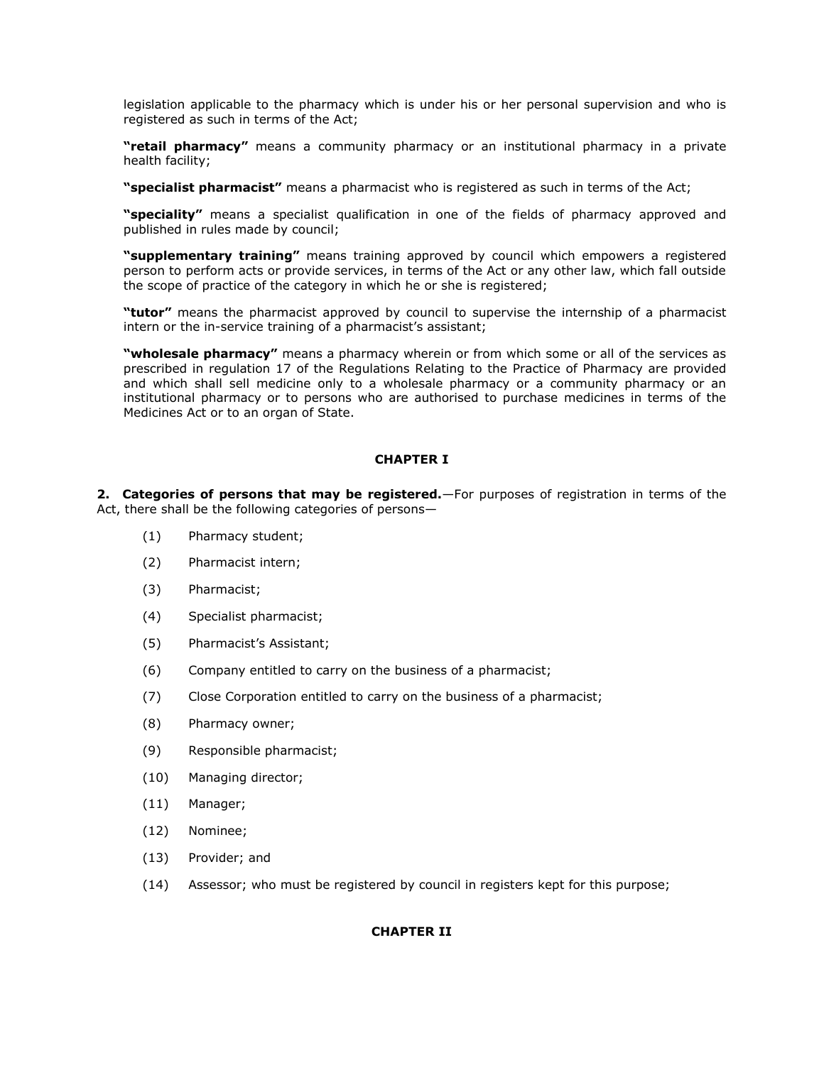legislation applicable to the pharmacy which is under his or her personal supervision and who is registered as such in terms of the Act;

**"retail pharmacy"** means a community pharmacy or an institutional pharmacy in a private health facility;

**"specialist pharmacist"** means a pharmacist who is registered as such in terms of the Act;

**"speciality"** means a specialist qualification in one of the fields of pharmacy approved and published in rules made by council;

**"supplementary training"** means training approved by council which empowers a registered person to perform acts or provide services, in terms of the Act or any other law, which fall outside the scope of practice of the category in which he or she is registered;

**"tutor"** means the pharmacist approved by council to supervise the internship of a pharmacist intern or the in-service training of a pharmacist's assistant;

**"wholesale pharmacy"** means a pharmacy wherein or from which some or all of the services as prescribed in regulation 17 of the Regulations Relating to the Practice of Pharmacy are provided and which shall sell medicine only to a wholesale pharmacy or a community pharmacy or an institutional pharmacy or to persons who are authorised to purchase medicines in terms of the Medicines Act or to an organ of State.

## CHAPTER I

**2. Categories of persons that may be registered.**—For purposes of registration in terms of the Act, there shall be the following categories of persons—

(1) Pharmacy student;

(2) Pharmacist intern;

(3) Pharmacist;

(4) Specialist pharmacist;

(5) Pharmacist's Assistant;

(6) Company entitled to carry on the business of a pharmacist;

(7) Close Corporation entitled to carry on the business of a pharmacist;

(8) Pharmacy owner;

(9) Responsible pharmacist;

(10) Managing director;

(11) Manager;

(12) Nominee;

(13) Provider; and

(14) Assessor; who must be registered by council in registers kept for this purpose;

## CHAPTER II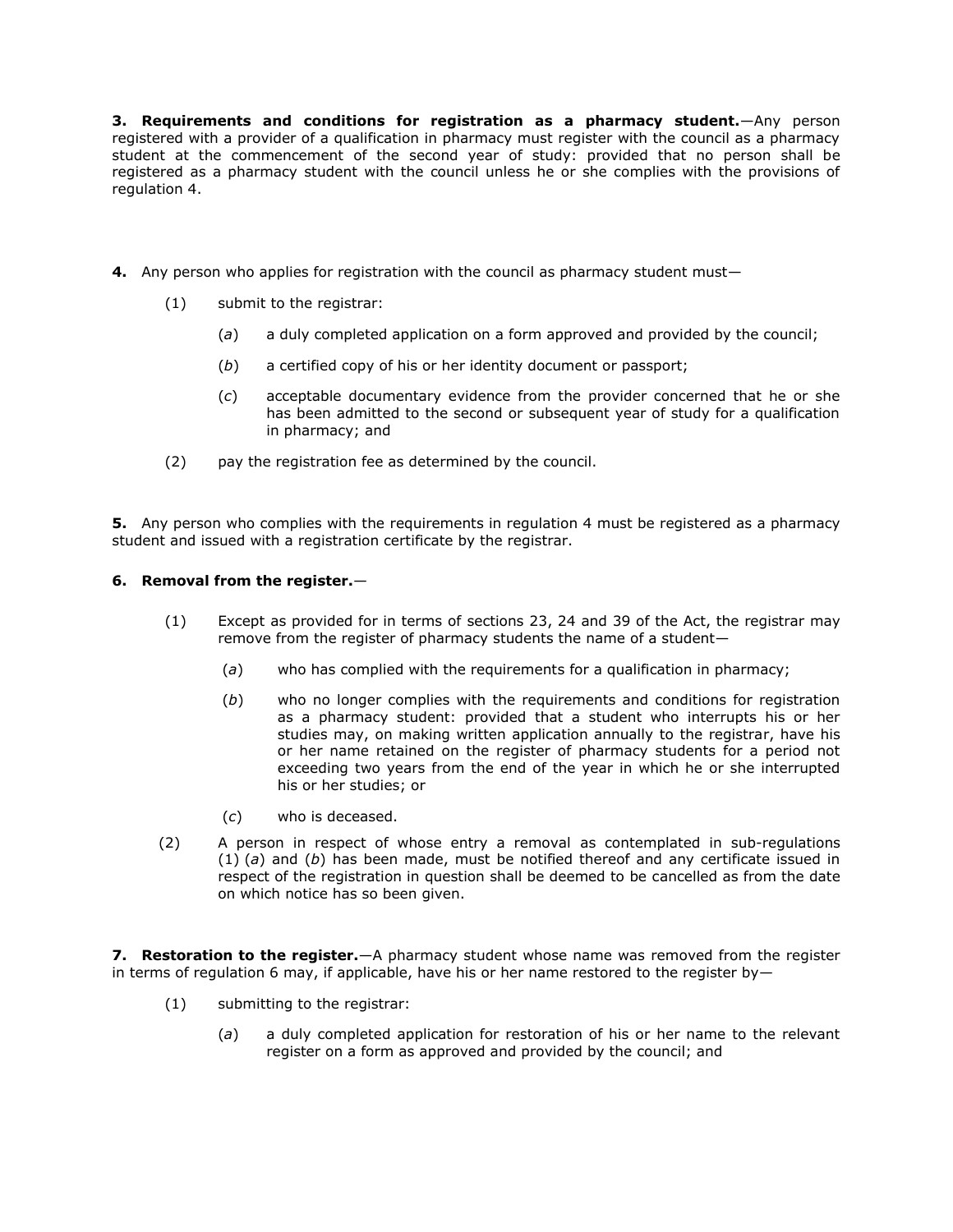**3. Requirements and conditions for registration as a pharmacy student.**—Any person registered with a provider of a qualification in pharmacy must register with the council as a pharmacy student at the commencement of the second year of study: provided that no person shall be registered as a pharmacy student with the council unless he or she complies with the provisions of regulation 4.

**4.** Any person who applies for registration with the council as pharmacy student must—

(1) submit to the registrar:

(*a*) a duly completed application on a form approved and provided by the council;

(*b*) a certified copy of his or her identity document or passport;

(*c*) acceptable documentary evidence from the provider concerned that he or she has been admitted to the second or subsequent year of study for a qualification in pharmacy; and

(2) pay the registration fee as determined by the council.

**5.** Any person who complies with the requirements in regulation 4 must be registered as a pharmacy student and issued with a registration certificate by the registrar.

**6. Removal from the register.**—

(1) Except as provided for in terms of sections 23, 24 and 39 of the Act, the registrar may remove from the register of pharmacy students the name of a student—

(*a*) who has complied with the requirements for a qualification in pharmacy;

(*b*) who no longer complies with the requirements and conditions for registration as a pharmacy student: provided that a student who interrupts his or her studies may, on making written application annually to the registrar, have his or her name retained on the register of pharmacy students for a period not exceeding two years from the end of the year in which he or she interrupted his or her studies; or

(*c*) who is deceased.

(2) A person in respect of whose entry a removal as contemplated in sub-regulations (1) (*a*) and (*b*) has been made, must be notified thereof and any certificate issued in respect of the registration in question shall be deemed to be cancelled as from the date on which notice has so been given.

**7. Restoration to the register.**—A pharmacy student whose name was removed from the register in terms of regulation 6 may, if applicable, have his or her name restored to the register by—

(1) submitting to the registrar:

(*a*) a duly completed application for restoration of his or her name to the relevant register on a form as approved and provided by the council; and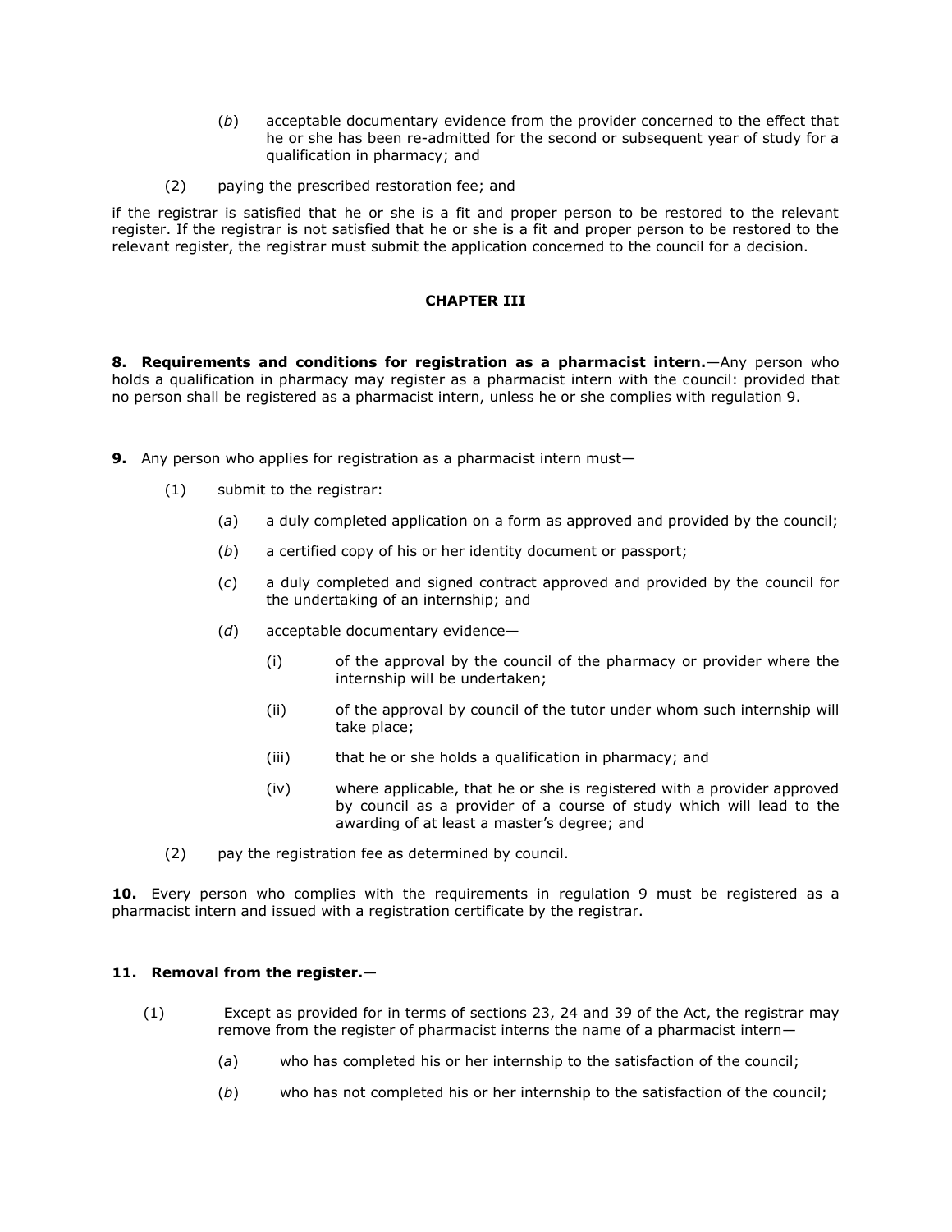(*b*) acceptable documentary evidence from the provider concerned to the effect that he or she has been re-admitted for the second or subsequent year of study for a qualification in pharmacy; and

(2) paying the prescribed restoration fee; and

if the registrar is satisfied that he or she is a fit and proper person to be restored to the relevant register. If the registrar is not satisfied that he or she is a fit and proper person to be restored to the relevant register, the registrar must submit the application concerned to the council for a decision.

## CHAPTER III

**8. Requirements and conditions for registration as a pharmacist intern.**—Any person who holds a qualification in pharmacy may register as a pharmacist intern with the council: provided that no person shall be registered as a pharmacist intern, unless he or she complies with regulation 9.

**9.** Any person who applies for registration as a pharmacist intern must—

(1) submit to the registrar:

(*a*) a duly completed application on a form as approved and provided by the council;

(*b*) a certified copy of his or her identity document or passport;

(*c*) a duly completed and signed contract approved and provided by the council for the undertaking of an internship; and

(*d*) acceptable documentary evidence—

(i) of the approval by the council of the pharmacy or provider where the internship will be undertaken;

(ii) of the approval by council of the tutor under whom such internship will take place;

(iii) that he or she holds a qualification in pharmacy; and

(iv) where applicable, that he or she is registered with a provider approved by council as a provider of a course of study which will lead to the awarding of at least a master's degree; and

(2) pay the registration fee as determined by council.

**10.** Every person who complies with the requirements in regulation 9 must be registered as a pharmacist intern and issued with a registration certificate by the registrar.

**11. Removal from the register.**—

(1) Except as provided for in terms of sections 23, 24 and 39 of the Act, the registrar may remove from the register of pharmacist interns the name of a pharmacist intern—

(*a*) who has completed his or her internship to the satisfaction of the council;

(*b*) who has not completed his or her internship to the satisfaction of the council;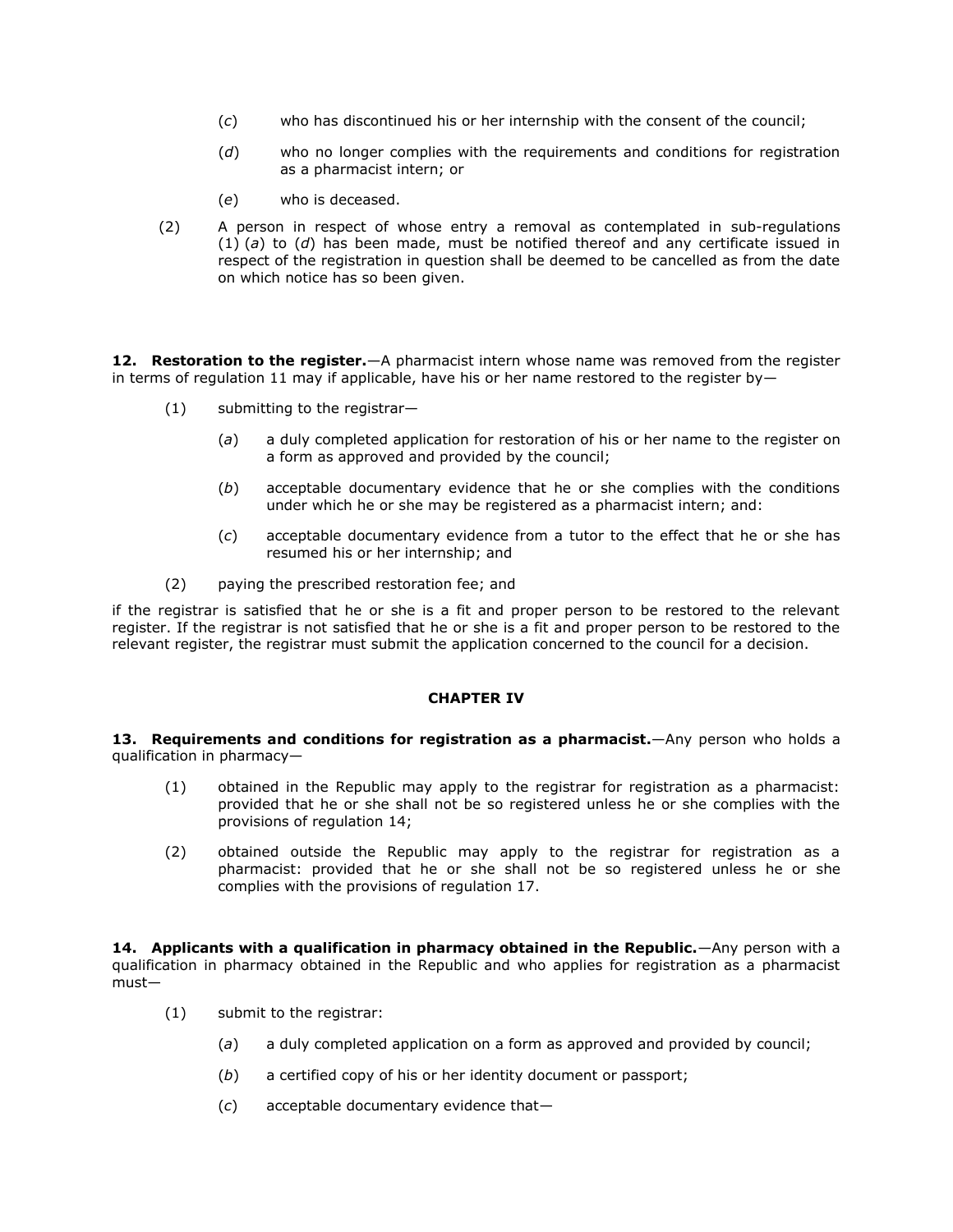(*c*) who has discontinued his or her internship with the consent of the council;

(*d*) who no longer complies with the requirements and conditions for registration as a pharmacist intern; or

(*e*) who is deceased.

(2) A person in respect of whose entry a removal as contemplated in sub-regulations (1) (*a*) to (*d*) has been made, must be notified thereof and any certificate issued in respect of the registration in question shall be deemed to be cancelled as from the date on which notice has so been given.

**12. Restoration to the register.**—A pharmacist intern whose name was removed from the register in terms of regulation 11 may if applicable, have his or her name restored to the register by—

(1) submitting to the registrar—

(*a*) a duly completed application for restoration of his or her name to the register on a form as approved and provided by the council;

(*b*) acceptable documentary evidence that he or she complies with the conditions under which he or she may be registered as a pharmacist intern; and:

(*c*) acceptable documentary evidence from a tutor to the effect that he or she has resumed his or her internship; and

(2) paying the prescribed restoration fee; and

if the registrar is satisfied that he or she is a fit and proper person to be restored to the relevant register. If the registrar is not satisfied that he or she is a fit and proper person to be restored to the relevant register, the registrar must submit the application concerned to the council for a decision.

## CHAPTER IV

**13. Requirements and conditions for registration as a pharmacist.**—Any person who holds a qualification in pharmacy—

(1) obtained in the Republic may apply to the registrar for registration as a pharmacist: provided that he or she shall not be so registered unless he or she complies with the provisions of regulation 14;

(2) obtained outside the Republic may apply to the registrar for registration as a pharmacist: provided that he or she shall not be so registered unless he or she complies with the provisions of regulation 17.

**14. Applicants with a qualification in pharmacy obtained in the Republic.**—Any person with a qualification in pharmacy obtained in the Republic and who applies for registration as a pharmacist must—

(1) submit to the registrar:

(*a*) a duly completed application on a form as approved and provided by council;

(*b*) a certified copy of his or her identity document or passport;

(*c*) acceptable documentary evidence that—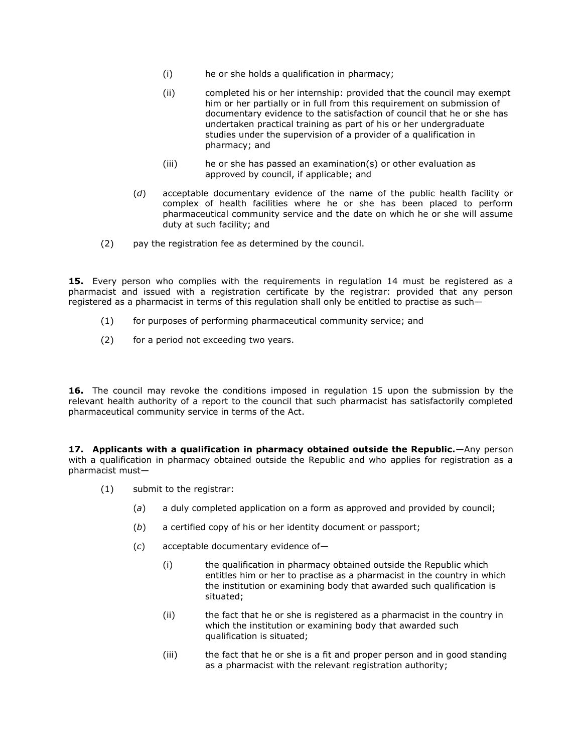(i) he or she holds a qualification in pharmacy;

(ii) completed his or her internship: provided that the council may exempt him or her partially or in full from this requirement on submission of documentary evidence to the satisfaction of council that he or she has undertaken practical training as part of his or her undergraduate studies under the supervision of a provider of a qualification in pharmacy; and

(iii) he or she has passed an examination(s) or other evaluation as approved by council, if applicable; and

(*d*) acceptable documentary evidence of the name of the public health facility or complex of health facilities where he or she has been placed to perform pharmaceutical community service and the date on which he or she will assume duty at such facility; and

(2) pay the registration fee as determined by the council.

**15.** Every person who complies with the requirements in regulation 14 must be registered as a pharmacist and issued with a registration certificate by the registrar: provided that any person registered as a pharmacist in terms of this regulation shall only be entitled to practise as such—

(1) for purposes of performing pharmaceutical community service; and

(2) for a period not exceeding two years.

**16.** The council may revoke the conditions imposed in regulation 15 upon the submission by the relevant health authority of a report to the council that such pharmacist has satisfactorily completed pharmaceutical community service in terms of the Act.

**17. Applicants with a qualification in pharmacy obtained outside the Republic.**—Any person with a qualification in pharmacy obtained outside the Republic and who applies for registration as a pharmacist must—

(1) submit to the registrar:

(*a*) a duly completed application on a form as approved and provided by council;

(*b*) a certified copy of his or her identity document or passport;

(*c*) acceptable documentary evidence of—

(i) the qualification in pharmacy obtained outside the Republic which entitles him or her to practise as a pharmacist in the country in which the institution or examining body that awarded such qualification is situated;

(ii) the fact that he or she is registered as a pharmacist in the country in which the institution or examining body that awarded such qualification is situated;

(iii) the fact that he or she is a fit and proper person and in good standing as a pharmacist with the relevant registration authority;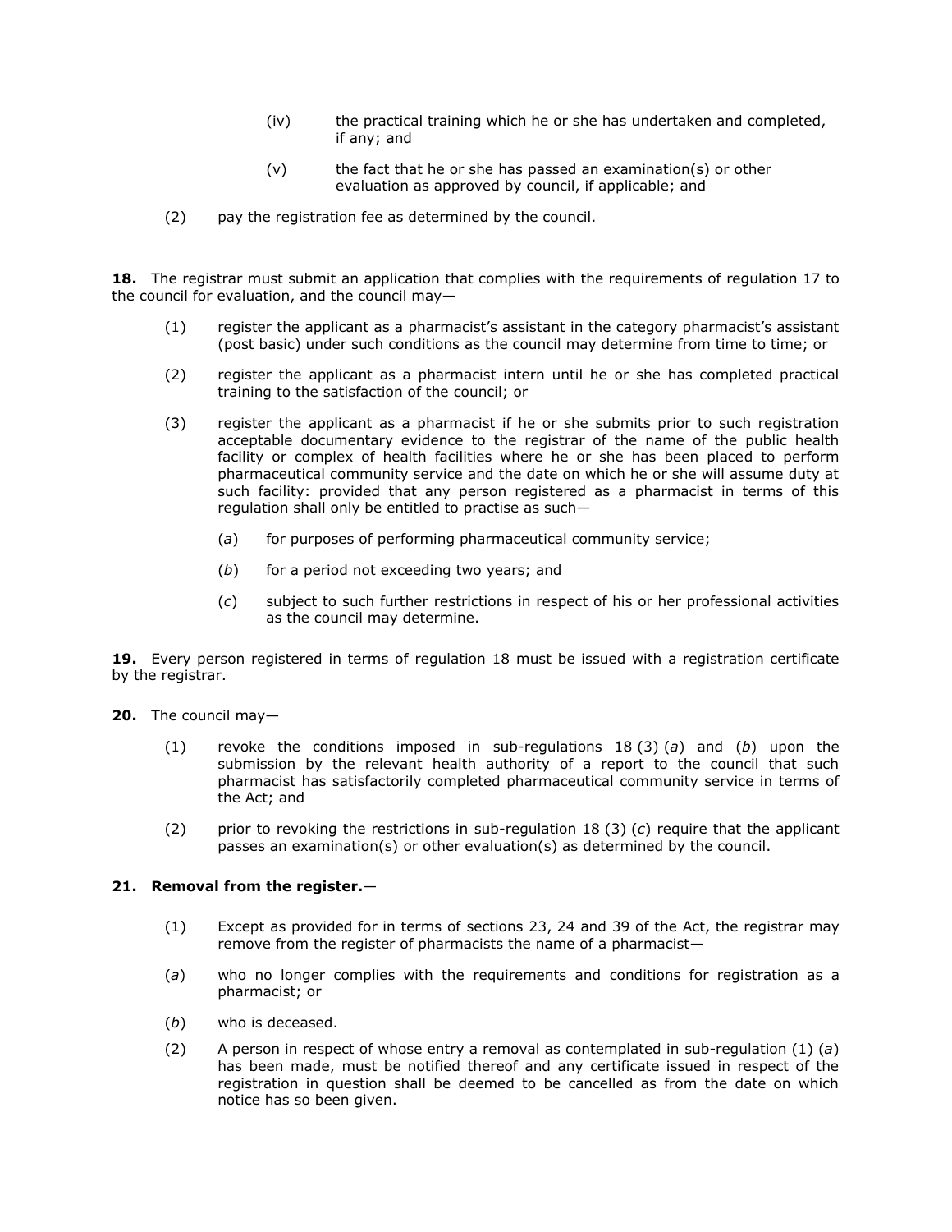(iv) the practical training which he or she has undertaken and completed, if any; and

(v) the fact that he or she has passed an examination(s) or other evaluation as approved by council, if applicable; and

(2) pay the registration fee as determined by the council.

**18.** The registrar must submit an application that complies with the requirements of regulation 17 to the council for evaluation, and the council may—

(1) register the applicant as a pharmacist's assistant in the category pharmacist's assistant (post basic) under such conditions as the council may determine from time to time; or

(2) register the applicant as a pharmacist intern until he or she has completed practical training to the satisfaction of the council; or

(3) register the applicant as a pharmacist if he or she submits prior to such registration acceptable documentary evidence to the registrar of the name of the public health facility or complex of health facilities where he or she has been placed to perform pharmaceutical community service and the date on which he or she will assume duty at such facility: provided that any person registered as a pharmacist in terms of this regulation shall only be entitled to practise as such—

  (*a*) for purposes of performing pharmaceutical community service;

  (*b*) for a period not exceeding two years; and

  (*c*) subject to such further restrictions in respect of his or her professional activities as the council may determine.

**19.** Every person registered in terms of regulation 18 must be issued with a registration certificate by the registrar.

**20.** The council may—

(1) revoke the conditions imposed in sub-regulations 18 (3) (*a*) and (*b*) upon the submission by the relevant health authority of a report to the council that such pharmacist has satisfactorily completed pharmaceutical community service in terms of the Act; and

(2) prior to revoking the restrictions in sub-regulation 18 (3) (*c*) require that the applicant passes an examination(s) or other evaluation(s) as determined by the council.

**21. Removal from the register.**—

(1) Except as provided for in terms of sections 23, 24 and 39 of the Act, the registrar may remove from the register of pharmacists the name of a pharmacist—

(*a*) who no longer complies with the requirements and conditions for registration as a pharmacist; or

(*b*) who is deceased.

(2) A person in respect of whose entry a removal as contemplated in sub-regulation (1) (*a*) has been made, must be notified thereof and any certificate issued in respect of the registration in question shall be deemed to be cancelled as from the date on which notice has so been given.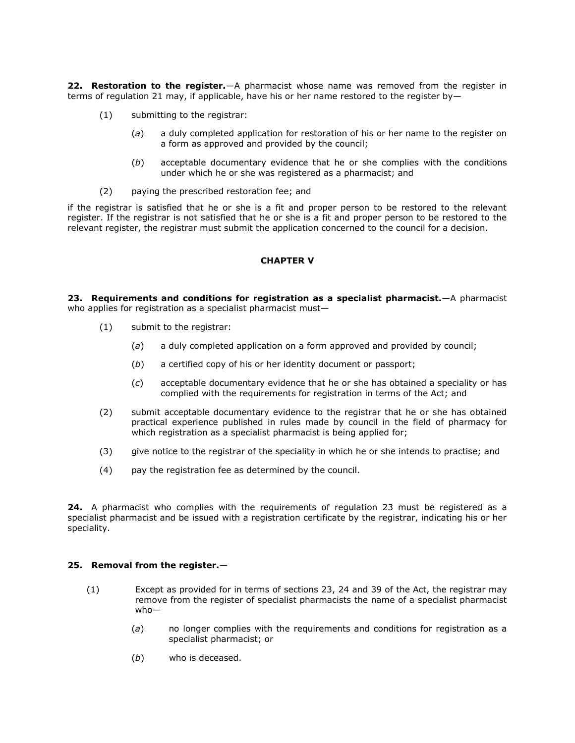**22. Restoration to the register.**—A pharmacist whose name was removed from the register in terms of regulation 21 may, if applicable, have his or her name restored to the register by—

(1) submitting to the registrar:

  (*a*) a duly completed application for restoration of his or her name to the register on a form as approved and provided by the council;

  (*b*) acceptable documentary evidence that he or she complies with the conditions under which he or she was registered as a pharmacist; and

(2) paying the prescribed restoration fee; and

if the registrar is satisfied that he or she is a fit and proper person to be restored to the relevant register. If the registrar is not satisfied that he or she is a fit and proper person to be restored to the relevant register, the registrar must submit the application concerned to the council for a decision.

## CHAPTER V

**23. Requirements and conditions for registration as a specialist pharmacist.**—A pharmacist who applies for registration as a specialist pharmacist must—

(1) submit to the registrar:

  (*a*) a duly completed application on a form approved and provided by council;

  (*b*) a certified copy of his or her identity document or passport;

  (*c*) acceptable documentary evidence that he or she has obtained a speciality or has complied with the requirements for registration in terms of the Act; and

(2) submit acceptable documentary evidence to the registrar that he or she has obtained practical experience published in rules made by council in the field of pharmacy for which registration as a specialist pharmacist is being applied for;

(3) give notice to the registrar of the speciality in which he or she intends to practise; and

(4) pay the registration fee as determined by the council.

**24.** A pharmacist who complies with the requirements of regulation 23 must be registered as a specialist pharmacist and be issued with a registration certificate by the registrar, indicating his or her speciality.

**25. Removal from the register.**—

(1) Except as provided for in terms of sections 23, 24 and 39 of the Act, the registrar may remove from the register of specialist pharmacists the name of a specialist pharmacist who—

  (*a*) no longer complies with the requirements and conditions for registration as a specialist pharmacist; or

  (*b*) who is deceased.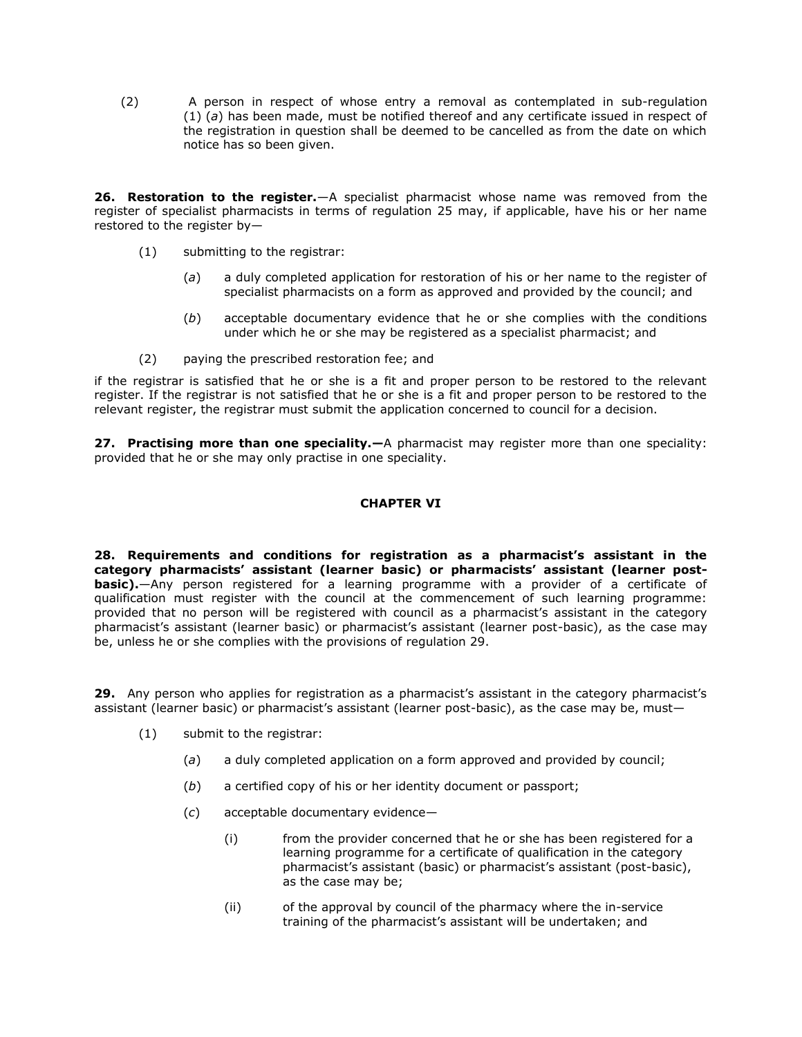(2) A person in respect of whose entry a removal as contemplated in sub-regulation (1) (*a*) has been made, must be notified thereof and any certificate issued in respect of the registration in question shall be deemed to be cancelled as from the date on which notice has so been given.

**26. Restoration to the register.**—A specialist pharmacist whose name was removed from the register of specialist pharmacists in terms of regulation 25 may, if applicable, have his or her name restored to the register by—

(1) submitting to the registrar:

(*a*) a duly completed application for restoration of his or her name to the register of specialist pharmacists on a form as approved and provided by the council; and

(*b*) acceptable documentary evidence that he or she complies with the conditions under which he or she may be registered as a specialist pharmacist; and

(2) paying the prescribed restoration fee; and

if the registrar is satisfied that he or she is a fit and proper person to be restored to the relevant register. If the registrar is not satisfied that he or she is a fit and proper person to be restored to the relevant register, the registrar must submit the application concerned to council for a decision.

**27. Practising more than one speciality.—**A pharmacist may register more than one speciality: provided that he or she may only practise in one speciality.

## CHAPTER VI

**28. Requirements and conditions for registration as a pharmacist's assistant in the category pharmacists' assistant (learner basic) or pharmacists' assistant (learner post-basic).**—Any person registered for a learning programme with a provider of a certificate of qualification must register with the council at the commencement of such learning programme: provided that no person will be registered with council as a pharmacist's assistant in the category pharmacist's assistant (learner basic) or pharmacist's assistant (learner post-basic), as the case may be, unless he or she complies with the provisions of regulation 29.

**29.** Any person who applies for registration as a pharmacist's assistant in the category pharmacist's assistant (learner basic) or pharmacist's assistant (learner post-basic), as the case may be, must—

(1) submit to the registrar:

(*a*) a duly completed application on a form approved and provided by council;

(*b*) a certified copy of his or her identity document or passport;

(*c*) acceptable documentary evidence—

(i) from the provider concerned that he or she has been registered for a learning programme for a certificate of qualification in the category pharmacist's assistant (basic) or pharmacist's assistant (post-basic), as the case may be;

(ii) of the approval by council of the pharmacy where the in-service training of the pharmacist's assistant will be undertaken; and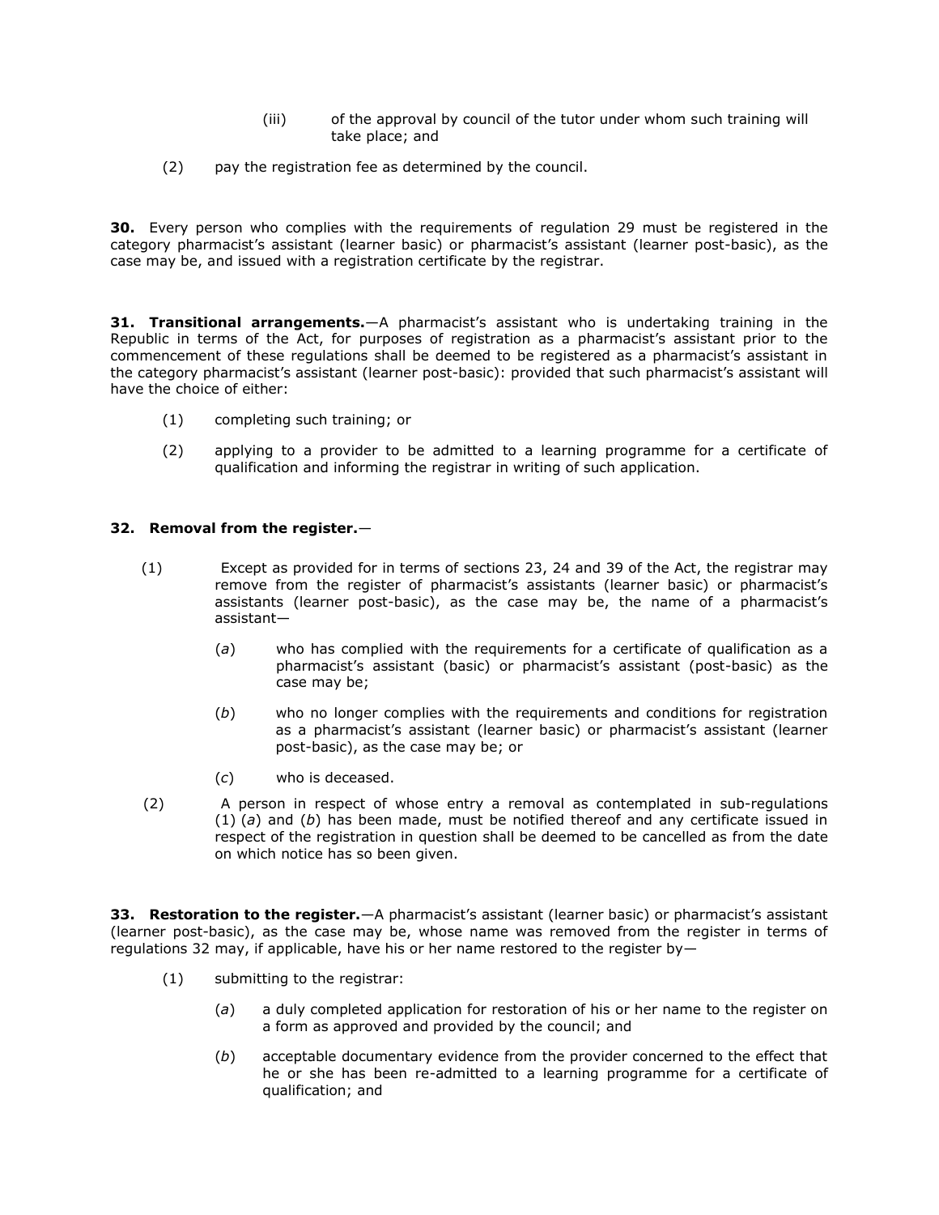(iii) of the approval by council of the tutor under whom such training will take place; and

(2) pay the registration fee as determined by the council.

**30.** Every person who complies with the requirements of regulation 29 must be registered in the category pharmacist's assistant (learner basic) or pharmacist's assistant (learner post-basic), as the case may be, and issued with a registration certificate by the registrar.

**31. Transitional arrangements.**—A pharmacist's assistant who is undertaking training in the Republic in terms of the Act, for purposes of registration as a pharmacist's assistant prior to the commencement of these regulations shall be deemed to be registered as a pharmacist's assistant in the category pharmacist's assistant (learner post-basic): provided that such pharmacist's assistant will have the choice of either:

(1) completing such training; or

(2) applying to a provider to be admitted to a learning programme for a certificate of qualification and informing the registrar in writing of such application.

**32. Removal from the register.**—

(1) Except as provided for in terms of sections 23, 24 and 39 of the Act, the registrar may remove from the register of pharmacist's assistants (learner basic) or pharmacist's assistants (learner post-basic), as the case may be, the name of a pharmacist's assistant—

(*a*) who has complied with the requirements for a certificate of qualification as a pharmacist's assistant (basic) or pharmacist's assistant (post-basic) as the case may be;

(*b*) who no longer complies with the requirements and conditions for registration as a pharmacist's assistant (learner basic) or pharmacist's assistant (learner post-basic), as the case may be; or

(*c*) who is deceased.

(2) A person in respect of whose entry a removal as contemplated in sub-regulations (1) (*a*) and (*b*) has been made, must be notified thereof and any certificate issued in respect of the registration in question shall be deemed to be cancelled as from the date on which notice has so been given.

**33. Restoration to the register.**—A pharmacist's assistant (learner basic) or pharmacist's assistant (learner post-basic), as the case may be, whose name was removed from the register in terms of regulations 32 may, if applicable, have his or her name restored to the register by—

(1) submitting to the registrar:

(*a*) a duly completed application for restoration of his or her name to the register on a form as approved and provided by the council; and

(*b*) acceptable documentary evidence from the provider concerned to the effect that he or she has been re-admitted to a learning programme for a certificate of qualification; and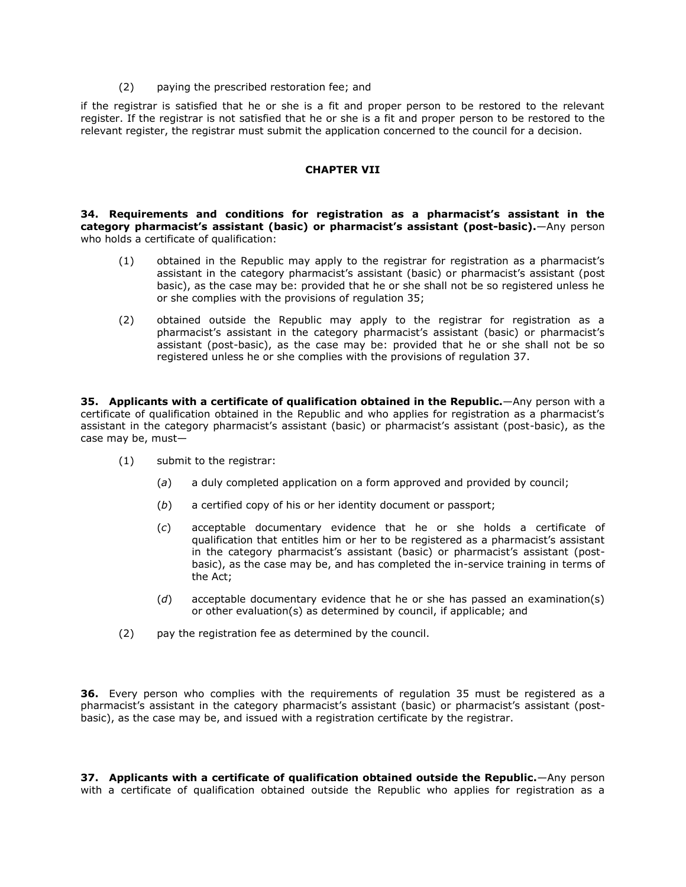(2) paying the prescribed restoration fee; and

if the registrar is satisfied that he or she is a fit and proper person to be restored to the relevant register. If the registrar is not satisfied that he or she is a fit and proper person to be restored to the relevant register, the registrar must submit the application concerned to the council for a decision.

## CHAPTER VII

**34. Requirements and conditions for registration as a pharmacist's assistant in the category pharmacist's assistant (basic) or pharmacist's assistant (post-basic).**—Any person who holds a certificate of qualification:

(1) obtained in the Republic may apply to the registrar for registration as a pharmacist's assistant in the category pharmacist's assistant (basic) or pharmacist's assistant (post basic), as the case may be: provided that he or she shall not be so registered unless he or she complies with the provisions of regulation 35;

(2) obtained outside the Republic may apply to the registrar for registration as a pharmacist's assistant in the category pharmacist's assistant (basic) or pharmacist's assistant (post-basic), as the case may be: provided that he or she shall not be so registered unless he or she complies with the provisions of regulation 37.

**35. Applicants with a certificate of qualification obtained in the Republic.**—Any person with a certificate of qualification obtained in the Republic and who applies for registration as a pharmacist's assistant in the category pharmacist's assistant (basic) or pharmacist's assistant (post-basic), as the case may be, must—

(1) submit to the registrar:

(*a*) a duly completed application on a form approved and provided by council;

(*b*) a certified copy of his or her identity document or passport;

(*c*) acceptable documentary evidence that he or she holds a certificate of qualification that entitles him or her to be registered as a pharmacist's assistant in the category pharmacist's assistant (basic) or pharmacist's assistant (post-basic), as the case may be, and has completed the in-service training in terms of the Act;

(*d*) acceptable documentary evidence that he or she has passed an examination(s) or other evaluation(s) as determined by council, if applicable; and

(2) pay the registration fee as determined by the council.

**36.** Every person who complies with the requirements of regulation 35 must be registered as a pharmacist's assistant in the category pharmacist's assistant (basic) or pharmacist's assistant (post-basic), as the case may be, and issued with a registration certificate by the registrar.

**37. Applicants with a certificate of qualification obtained outside the Republic.**—Any person with a certificate of qualification obtained outside the Republic who applies for registration as a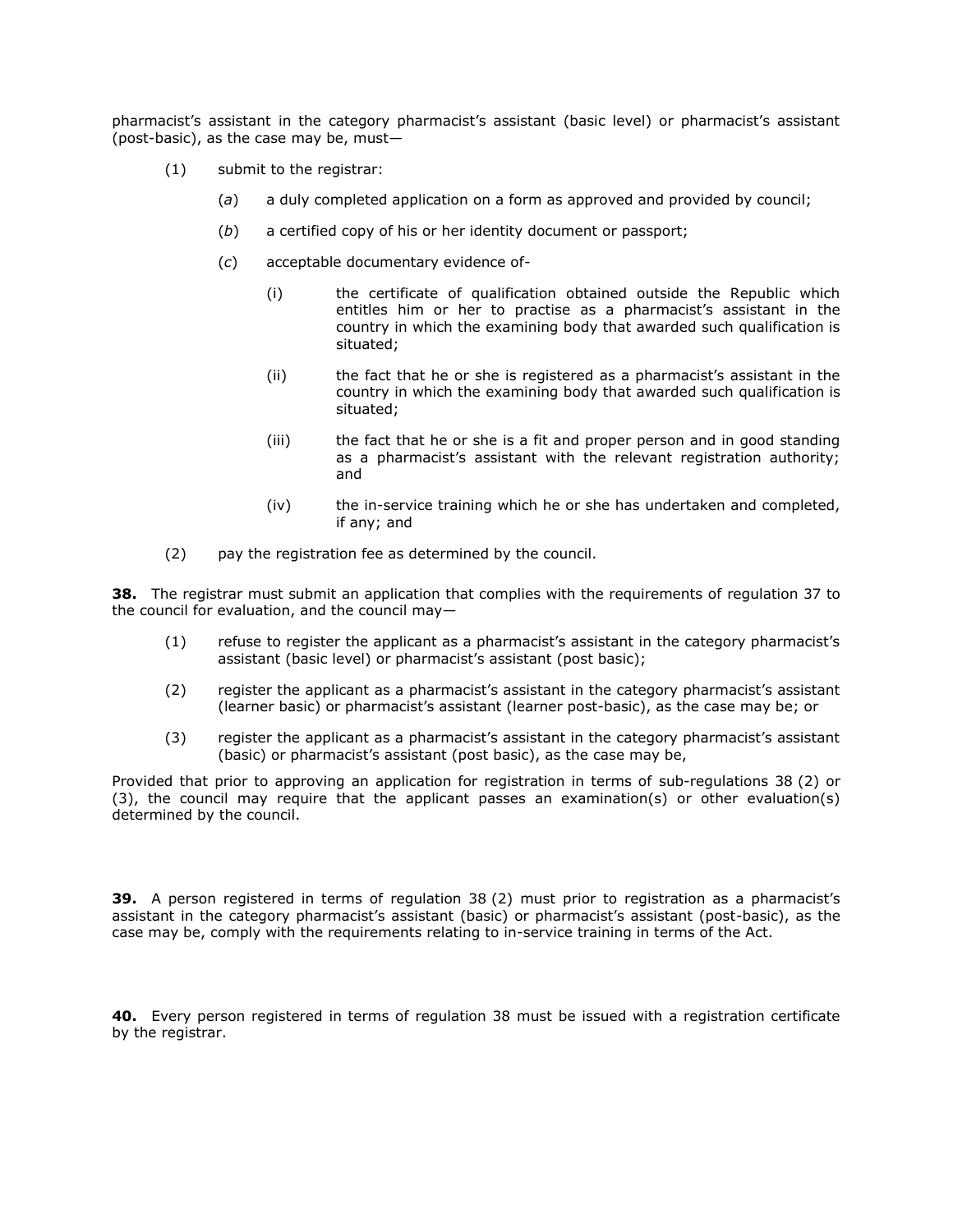pharmacist's assistant in the category pharmacist's assistant (basic level) or pharmacist's assistant (post-basic), as the case may be, must—

(1) submit to the registrar:

(*a*) a duly completed application on a form as approved and provided by council;

(*b*) a certified copy of his or her identity document or passport;

(*c*) acceptable documentary evidence of-

(i) the certificate of qualification obtained outside the Republic which entitles him or her to practise as a pharmacist's assistant in the country in which the examining body that awarded such qualification is situated;

(ii) the fact that he or she is registered as a pharmacist's assistant in the country in which the examining body that awarded such qualification is situated;

(iii) the fact that he or she is a fit and proper person and in good standing as a pharmacist's assistant with the relevant registration authority; and

(iv) the in-service training which he or she has undertaken and completed, if any; and

(2) pay the registration fee as determined by the council.

**38.** The registrar must submit an application that complies with the requirements of regulation 37 to the council for evaluation, and the council may—

(1) refuse to register the applicant as a pharmacist's assistant in the category pharmacist's assistant (basic level) or pharmacist's assistant (post basic);

(2) register the applicant as a pharmacist's assistant in the category pharmacist's assistant (learner basic) or pharmacist's assistant (learner post-basic), as the case may be; or

(3) register the applicant as a pharmacist's assistant in the category pharmacist's assistant (basic) or pharmacist's assistant (post basic), as the case may be,

Provided that prior to approving an application for registration in terms of sub-regulations 38 (2) or (3), the council may require that the applicant passes an examination(s) or other evaluation(s) determined by the council.

**39.** A person registered in terms of regulation 38 (2) must prior to registration as a pharmacist's assistant in the category pharmacist's assistant (basic) or pharmacist's assistant (post-basic), as the case may be, comply with the requirements relating to in-service training in terms of the Act.

**40.** Every person registered in terms of regulation 38 must be issued with a registration certificate by the registrar.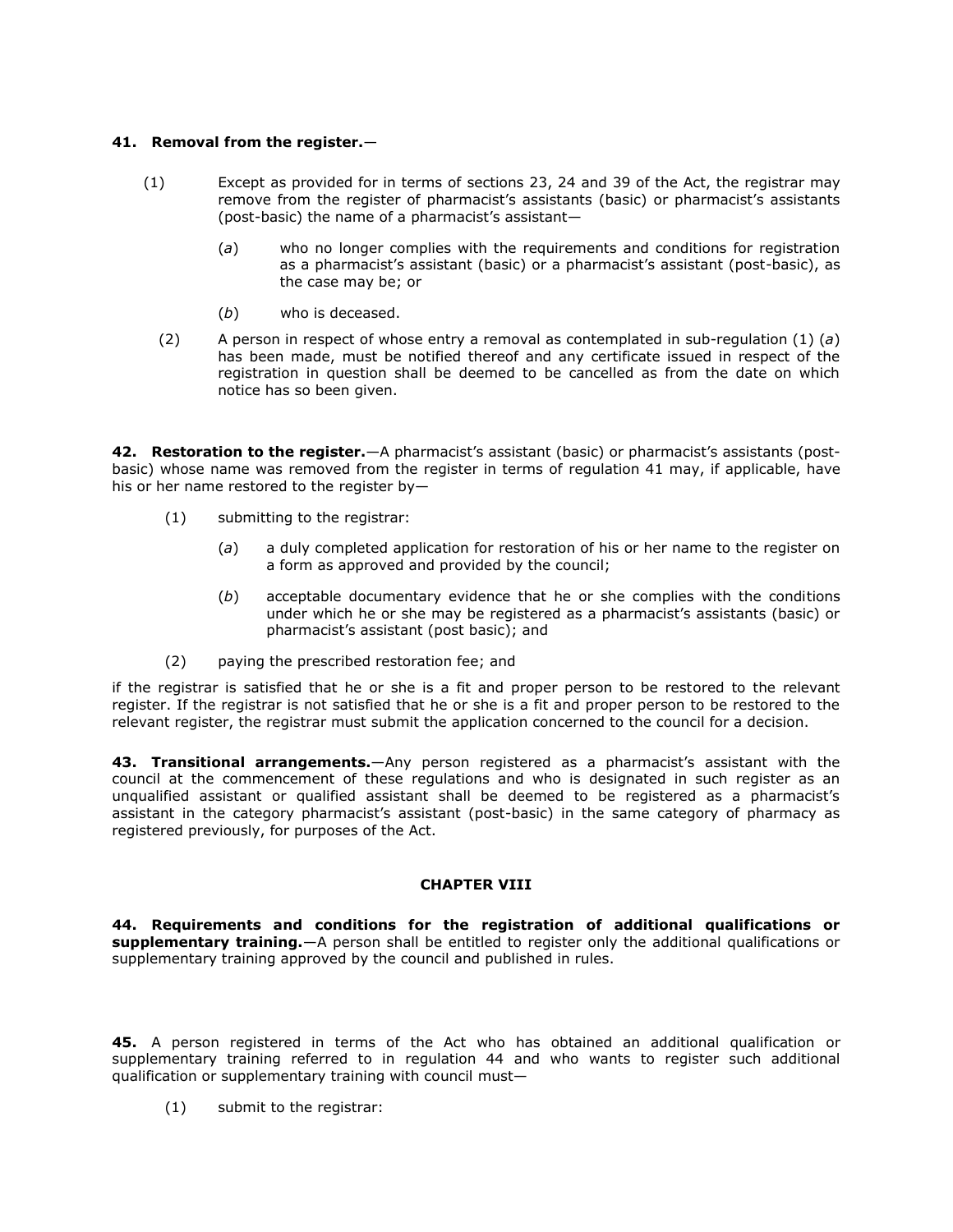**41. Removal from the register.**—

(1) Except as provided for in terms of sections 23, 24 and 39 of the Act, the registrar may remove from the register of pharmacist's assistants (basic) or pharmacist's assistants (post-basic) the name of a pharmacist's assistant—

(*a*) who no longer complies with the requirements and conditions for registration as a pharmacist's assistant (basic) or a pharmacist's assistant (post-basic), as the case may be; or

(*b*) who is deceased.

(2) A person in respect of whose entry a removal as contemplated in sub-regulation (1) (*a*) has been made, must be notified thereof and any certificate issued in respect of the registration in question shall be deemed to be cancelled as from the date on which notice has so been given.

**42. Restoration to the register.**—A pharmacist's assistant (basic) or pharmacist's assistants (post-basic) whose name was removed from the register in terms of regulation 41 may, if applicable, have his or her name restored to the register by—

(1) submitting to the registrar:

(*a*) a duly completed application for restoration of his or her name to the register on a form as approved and provided by the council;

(*b*) acceptable documentary evidence that he or she complies with the conditions under which he or she may be registered as a pharmacist's assistants (basic) or pharmacist's assistant (post basic); and

(2) paying the prescribed restoration fee; and

if the registrar is satisfied that he or she is a fit and proper person to be restored to the relevant register. If the registrar is not satisfied that he or she is a fit and proper person to be restored to the relevant register, the registrar must submit the application concerned to the council for a decision.

**43. Transitional arrangements.**—Any person registered as a pharmacist's assistant with the council at the commencement of these regulations and who is designated in such register as an unqualified assistant or qualified assistant shall be deemed to be registered as a pharmacist's assistant in the category pharmacist's assistant (post-basic) in the same category of pharmacy as registered previously, for purposes of the Act.

## CHAPTER VIII

**44. Requirements and conditions for the registration of additional qualifications or supplementary training.**—A person shall be entitled to register only the additional qualifications or supplementary training approved by the council and published in rules.

**45.** A person registered in terms of the Act who has obtained an additional qualification or supplementary training referred to in regulation 44 and who wants to register such additional qualification or supplementary training with council must—

(1) submit to the registrar: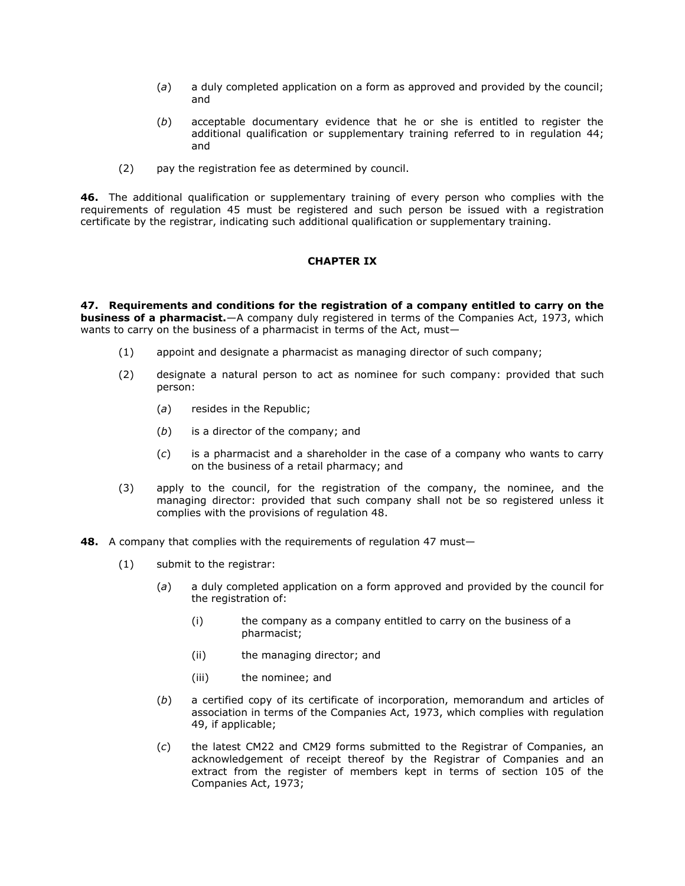(*a*) a duly completed application on a form as approved and provided by the council; and

(*b*) acceptable documentary evidence that he or she is entitled to register the additional qualification or supplementary training referred to in regulation 44; and

(2) pay the registration fee as determined by council.

**46.** The additional qualification or supplementary training of every person who complies with the requirements of regulation 45 must be registered and such person be issued with a registration certificate by the registrar, indicating such additional qualification or supplementary training.

## CHAPTER IX

**47. Requirements and conditions for the registration of a company entitled to carry on the business of a pharmacist.**—A company duly registered in terms of the Companies Act, 1973, which wants to carry on the business of a pharmacist in terms of the Act, must—

(1) appoint and designate a pharmacist as managing director of such company;

(2) designate a natural person to act as nominee for such company: provided that such person:

(*a*) resides in the Republic;

(*b*) is a director of the company; and

(*c*) is a pharmacist and a shareholder in the case of a company who wants to carry on the business of a retail pharmacy; and

(3) apply to the council, for the registration of the company, the nominee, and the managing director: provided that such company shall not be so registered unless it complies with the provisions of regulation 48.

**48.** A company that complies with the requirements of regulation 47 must—

(1) submit to the registrar:

(*a*) a duly completed application on a form approved and provided by the council for the registration of:

(i) the company as a company entitled to carry on the business of a pharmacist;

(ii) the managing director; and

(iii) the nominee; and

(*b*) a certified copy of its certificate of incorporation, memorandum and articles of association in terms of the Companies Act, 1973, which complies with regulation 49, if applicable;

(*c*) the latest CM22 and CM29 forms submitted to the Registrar of Companies, an acknowledgement of receipt thereof by the Registrar of Companies and an extract from the register of members kept in terms of section 105 of the Companies Act, 1973;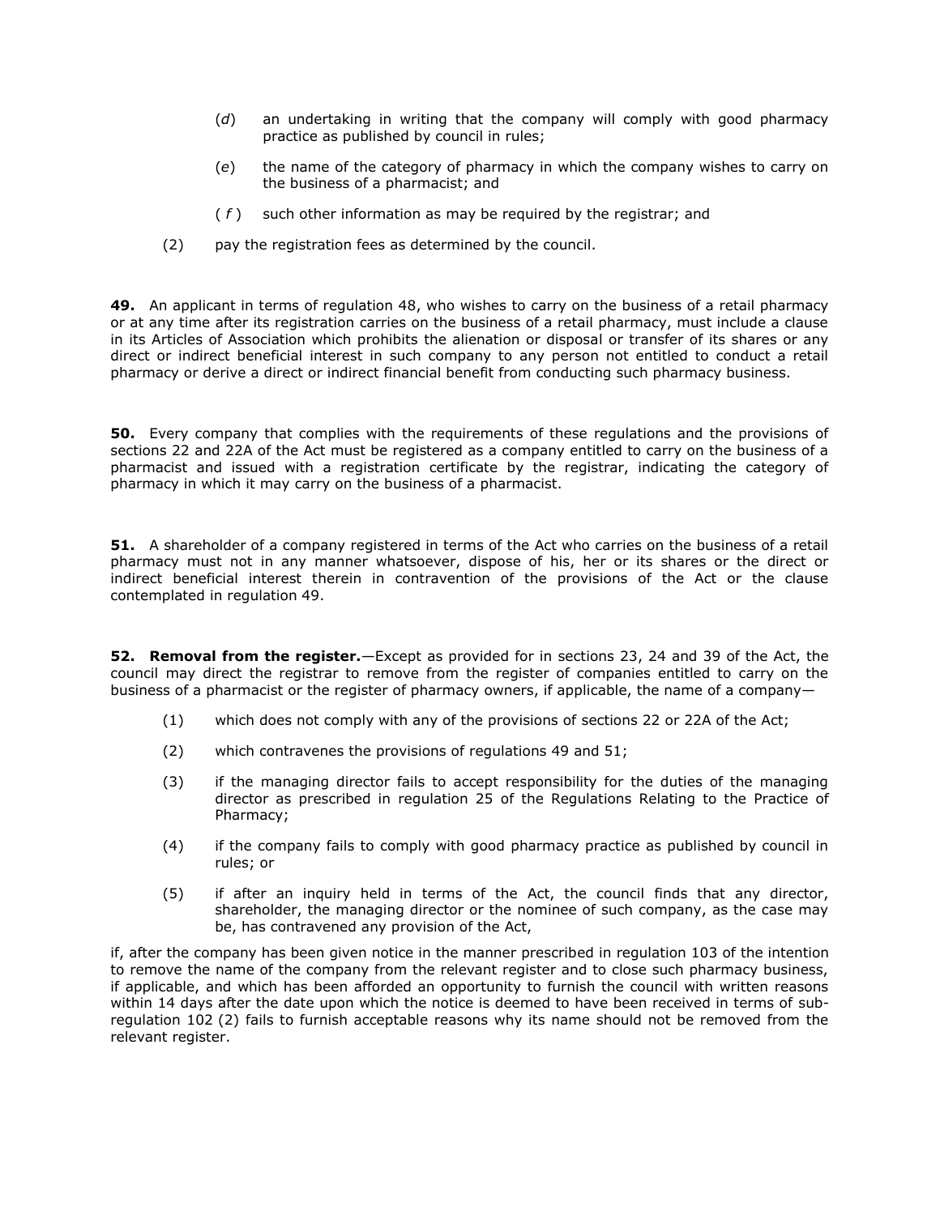(*d*) an undertaking in writing that the company will comply with good pharmacy practice as published by council in rules;

(*e*) the name of the category of pharmacy in which the company wishes to carry on the business of a pharmacist; and

(*f*) such other information as may be required by the registrar; and

(2) pay the registration fees as determined by the council.

**49.** An applicant in terms of regulation 48, who wishes to carry on the business of a retail pharmacy or at any time after its registration carries on the business of a retail pharmacy, must include a clause in its Articles of Association which prohibits the alienation or disposal or transfer of its shares or any direct or indirect beneficial interest in such company to any person not entitled to conduct a retail pharmacy or derive a direct or indirect financial benefit from conducting such pharmacy business.

**50.** Every company that complies with the requirements of these regulations and the provisions of sections 22 and 22A of the Act must be registered as a company entitled to carry on the business of a pharmacist and issued with a registration certificate by the registrar, indicating the category of pharmacy in which it may carry on the business of a pharmacist.

**51.** A shareholder of a company registered in terms of the Act who carries on the business of a retail pharmacy must not in any manner whatsoever, dispose of his, her or its shares or the direct or indirect beneficial interest therein in contravention of the provisions of the Act or the clause contemplated in regulation 49.

**52. Removal from the register.**—Except as provided for in sections 23, 24 and 39 of the Act, the council may direct the registrar to remove from the register of companies entitled to carry on the business of a pharmacist or the register of pharmacy owners, if applicable, the name of a company—

(1) which does not comply with any of the provisions of sections 22 or 22A of the Act;

(2) which contravenes the provisions of regulations 49 and 51;

(3) if the managing director fails to accept responsibility for the duties of the managing director as prescribed in regulation 25 of the Regulations Relating to the Practice of Pharmacy;

(4) if the company fails to comply with good pharmacy practice as published by council in rules; or

(5) if after an inquiry held in terms of the Act, the council finds that any director, shareholder, the managing director or the nominee of such company, as the case may be, has contravened any provision of the Act,

if, after the company has been given notice in the manner prescribed in regulation 103 of the intention to remove the name of the company from the relevant register and to close such pharmacy business, if applicable, and which has been afforded an opportunity to furnish the council with written reasons within 14 days after the date upon which the notice is deemed to have been received in terms of sub-regulation 102 (2) fails to furnish acceptable reasons why its name should not be removed from the relevant register.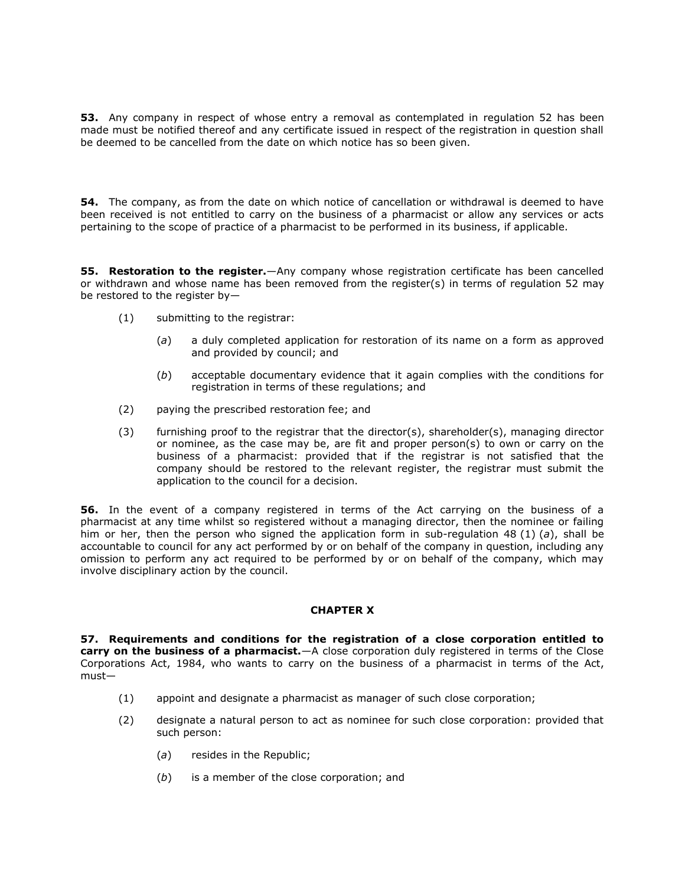**53.** Any company in respect of whose entry a removal as contemplated in regulation 52 has been made must be notified thereof and any certificate issued in respect of the registration in question shall be deemed to be cancelled from the date on which notice has so been given.

**54.** The company, as from the date on which notice of cancellation or withdrawal is deemed to have been received is not entitled to carry on the business of a pharmacist or allow any services or acts pertaining to the scope of practice of a pharmacist to be performed in its business, if applicable.

**55. Restoration to the register.**—Any company whose registration certificate has been cancelled or withdrawn and whose name has been removed from the register(s) in terms of regulation 52 may be restored to the register by—

(1) submitting to the registrar:

(*a*) a duly completed application for restoration of its name on a form as approved and provided by council; and

(*b*) acceptable documentary evidence that it again complies with the conditions for registration in terms of these regulations; and

(2) paying the prescribed restoration fee; and

(3) furnishing proof to the registrar that the director(s), shareholder(s), managing director or nominee, as the case may be, are fit and proper person(s) to own or carry on the business of a pharmacist: provided that if the registrar is not satisfied that the company should be restored to the relevant register, the registrar must submit the application to the council for a decision.

**56.** In the event of a company registered in terms of the Act carrying on the business of a pharmacist at any time whilst so registered without a managing director, then the nominee or failing him or her, then the person who signed the application form in sub-regulation 48 (1) (*a*), shall be accountable to council for any act performed by or on behalf of the company in question, including any omission to perform any act required to be performed by or on behalf of the company, which may involve disciplinary action by the council.

## CHAPTER X

**57. Requirements and conditions for the registration of a close corporation entitled to carry on the business of a pharmacist.**—A close corporation duly registered in terms of the Close Corporations Act, 1984, who wants to carry on the business of a pharmacist in terms of the Act, must—

(1) appoint and designate a pharmacist as manager of such close corporation;

(2) designate a natural person to act as nominee for such close corporation: provided that such person:

(*a*) resides in the Republic;

(*b*) is a member of the close corporation; and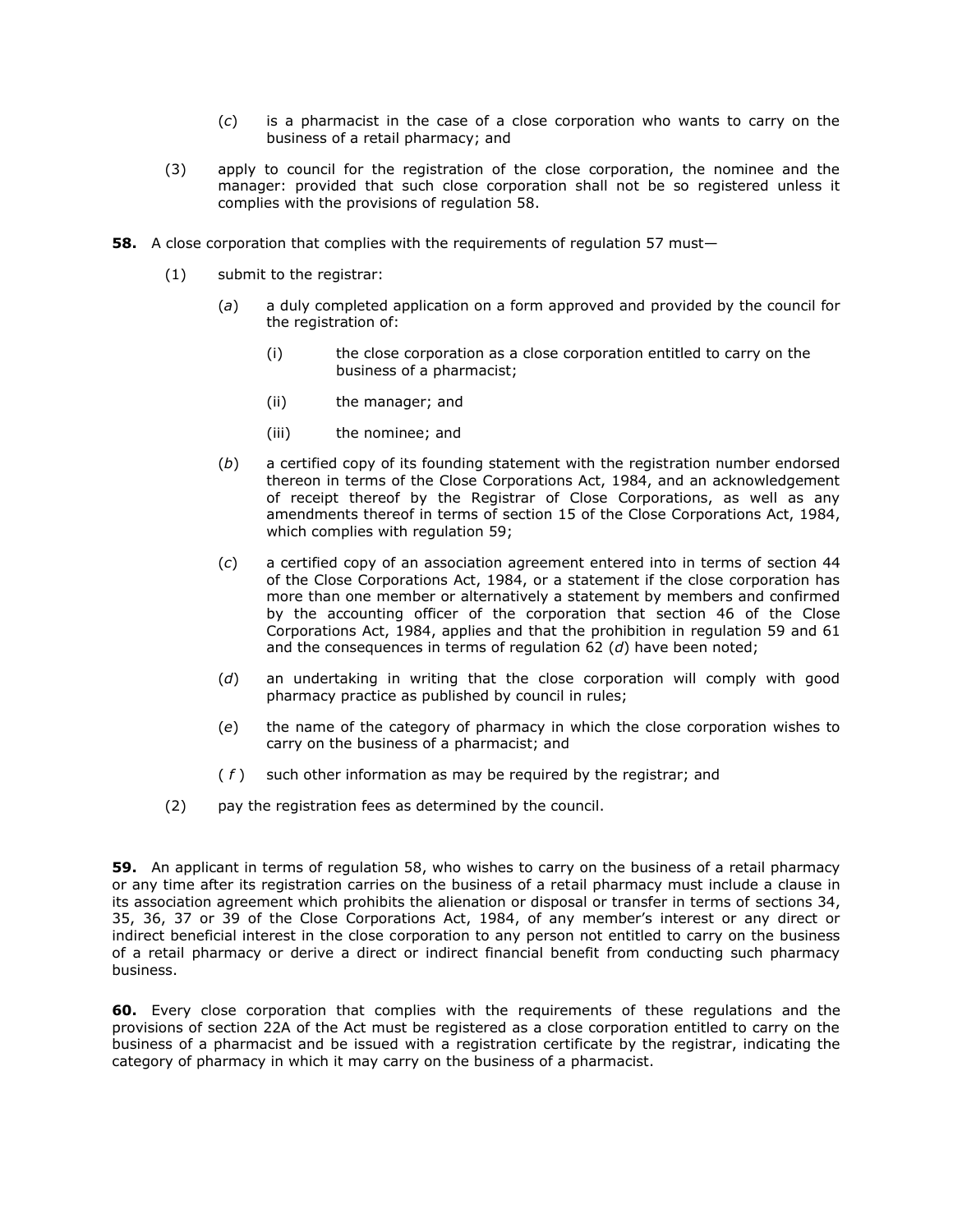(*c*) is a pharmacist in the case of a close corporation who wants to carry on the business of a retail pharmacy; and

(3) apply to council for the registration of the close corporation, the nominee and the manager: provided that such close corporation shall not be so registered unless it complies with the provisions of regulation 58.

**58.** A close corporation that complies with the requirements of regulation 57 must—

(1) submit to the registrar:

(*a*) a duly completed application on a form approved and provided by the council for the registration of:

(i) the close corporation as a close corporation entitled to carry on the business of a pharmacist;

(ii) the manager; and

(iii) the nominee; and

(*b*) a certified copy of its founding statement with the registration number endorsed thereon in terms of the Close Corporations Act, 1984, and an acknowledgement of receipt thereof by the Registrar of Close Corporations, as well as any amendments thereof in terms of section 15 of the Close Corporations Act, 1984, which complies with regulation 59;

(*c*) a certified copy of an association agreement entered into in terms of section 44 of the Close Corporations Act, 1984, or a statement if the close corporation has more than one member or alternatively a statement by members and confirmed by the accounting officer of the corporation that section 46 of the Close Corporations Act, 1984, applies and that the prohibition in regulation 59 and 61 and the consequences in terms of regulation 62 (*d*) have been noted;

(*d*) an undertaking in writing that the close corporation will comply with good pharmacy practice as published by council in rules;

(*e*) the name of the category of pharmacy in which the close corporation wishes to carry on the business of a pharmacist; and

(*f*) such other information as may be required by the registrar; and

(2) pay the registration fees as determined by the council.

**59.** An applicant in terms of regulation 58, who wishes to carry on the business of a retail pharmacy or any time after its registration carries on the business of a retail pharmacy must include a clause in its association agreement which prohibits the alienation or disposal or transfer in terms of sections 34, 35, 36, 37 or 39 of the Close Corporations Act, 1984, of any member's interest or any direct or indirect beneficial interest in the close corporation to any person not entitled to carry on the business of a retail pharmacy or derive a direct or indirect financial benefit from conducting such pharmacy business.

**60.** Every close corporation that complies with the requirements of these regulations and the provisions of section 22A of the Act must be registered as a close corporation entitled to carry on the business of a pharmacist and be issued with a registration certificate by the registrar, indicating the category of pharmacy in which it may carry on the business of a pharmacist.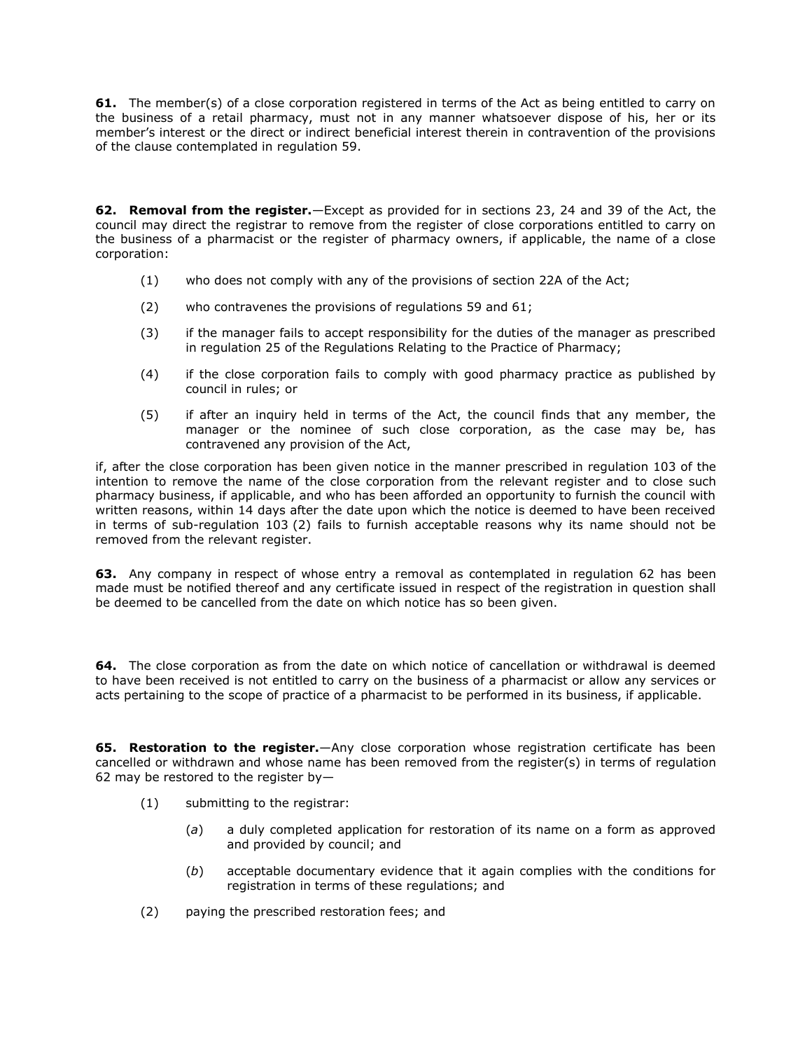**61.** The member(s) of a close corporation registered in terms of the Act as being entitled to carry on the business of a retail pharmacy, must not in any manner whatsoever dispose of his, her or its member's interest or the direct or indirect beneficial interest therein in contravention of the provisions of the clause contemplated in regulation 59.

**62. Removal from the register.**—Except as provided for in sections 23, 24 and 39 of the Act, the council may direct the registrar to remove from the register of close corporations entitled to carry on the business of a pharmacist or the register of pharmacy owners, if applicable, the name of a close corporation:

(1) who does not comply with any of the provisions of section 22A of the Act;

(2) who contravenes the provisions of regulations 59 and 61;

(3) if the manager fails to accept responsibility for the duties of the manager as prescribed in regulation 25 of the Regulations Relating to the Practice of Pharmacy;

(4) if the close corporation fails to comply with good pharmacy practice as published by council in rules; or

(5) if after an inquiry held in terms of the Act, the council finds that any member, the manager or the nominee of such close corporation, as the case may be, has contravened any provision of the Act,

if, after the close corporation has been given notice in the manner prescribed in regulation 103 of the intention to remove the name of the close corporation from the relevant register and to close such pharmacy business, if applicable, and who has been afforded an opportunity to furnish the council with written reasons, within 14 days after the date upon which the notice is deemed to have been received in terms of sub-regulation 103 (2) fails to furnish acceptable reasons why its name should not be removed from the relevant register.

**63.** Any company in respect of whose entry a removal as contemplated in regulation 62 has been made must be notified thereof and any certificate issued in respect of the registration in question shall be deemed to be cancelled from the date on which notice has so been given.

**64.** The close corporation as from the date on which notice of cancellation or withdrawal is deemed to have been received is not entitled to carry on the business of a pharmacist or allow any services or acts pertaining to the scope of practice of a pharmacist to be performed in its business, if applicable.

**65. Restoration to the register.**—Any close corporation whose registration certificate has been cancelled or withdrawn and whose name has been removed from the register(s) in terms of regulation 62 may be restored to the register by—

(1) submitting to the registrar:

  (*a*) a duly completed application for restoration of its name on a form as approved and provided by council; and

  (*b*) acceptable documentary evidence that it again complies with the conditions for registration in terms of these regulations; and

(2) paying the prescribed restoration fees; and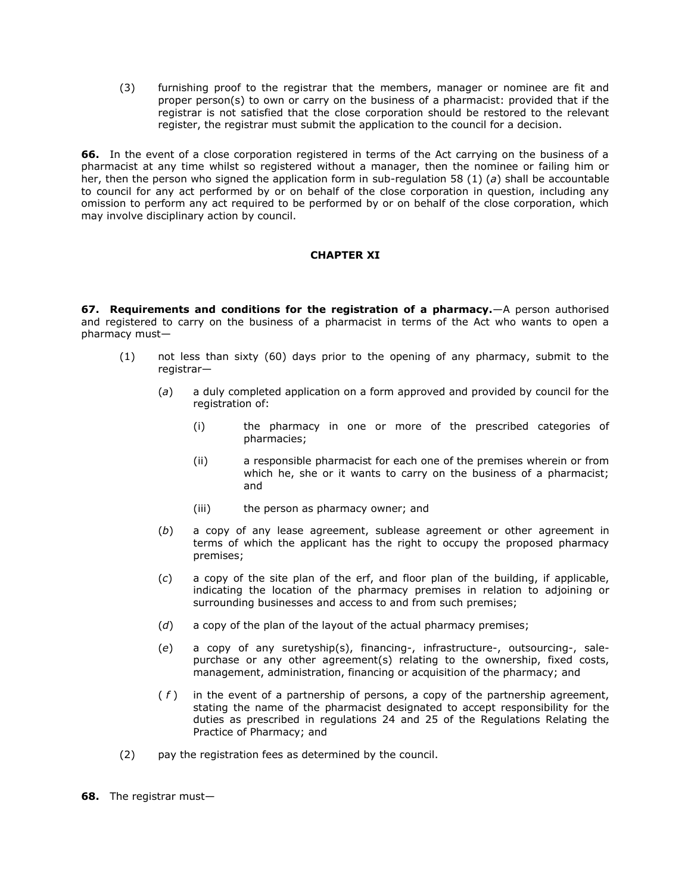(3) furnishing proof to the registrar that the members, manager or nominee are fit and proper person(s) to own or carry on the business of a pharmacist: provided that if the registrar is not satisfied that the close corporation should be restored to the relevant register, the registrar must submit the application to the council for a decision.

**66.** In the event of a close corporation registered in terms of the Act carrying on the business of a pharmacist at any time whilst so registered without a manager, then the nominee or failing him or her, then the person who signed the application form in sub-regulation 58 (1) (*a*) shall be accountable to council for any act performed by or on behalf of the close corporation in question, including any omission to perform any act required to be performed by or on behalf of the close corporation, which may involve disciplinary action by council.

## CHAPTER XI

**67. Requirements and conditions for the registration of a pharmacy.**—A person authorised and registered to carry on the business of a pharmacist in terms of the Act who wants to open a pharmacy must—

(1) not less than sixty (60) days prior to the opening of any pharmacy, submit to the registrar—

(*a*) a duly completed application on a form approved and provided by council for the registration of:

(i) the pharmacy in one or more of the prescribed categories of pharmacies;

(ii) a responsible pharmacist for each one of the premises wherein or from which he, she or it wants to carry on the business of a pharmacist; and

(iii) the person as pharmacy owner; and

(*b*) a copy of any lease agreement, sublease agreement or other agreement in terms of which the applicant has the right to occupy the proposed pharmacy premises;

(*c*) a copy of the site plan of the erf, and floor plan of the building, if applicable, indicating the location of the pharmacy premises in relation to adjoining or surrounding businesses and access to and from such premises;

(*d*) a copy of the plan of the layout of the actual pharmacy premises;

(*e*) a copy of any suretyship(s), financing-, infrastructure-, outsourcing-, sale-purchase or any other agreement(s) relating to the ownership, fixed costs, management, administration, financing or acquisition of the pharmacy; and

(*f*) in the event of a partnership of persons, a copy of the partnership agreement, stating the name of the pharmacist designated to accept responsibility for the duties as prescribed in regulations 24 and 25 of the Regulations Relating the Practice of Pharmacy; and

(2) pay the registration fees as determined by the council.

**68.** The registrar must—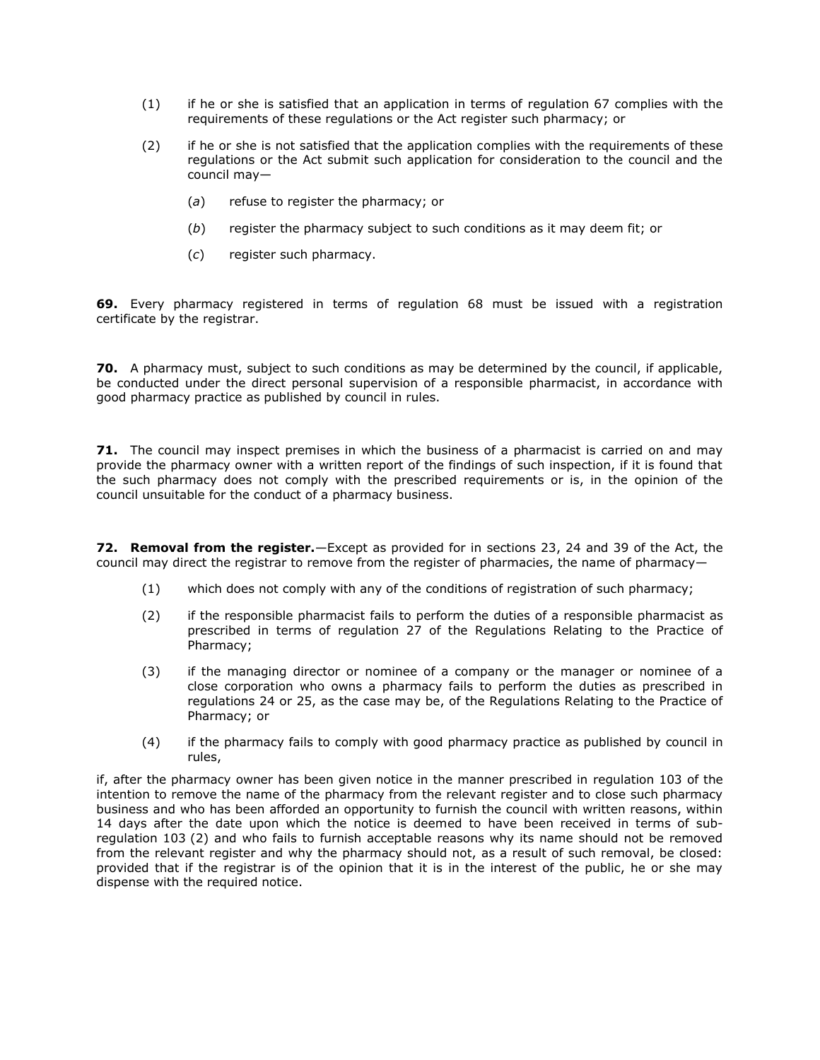(1) if he or she is satisfied that an application in terms of regulation 67 complies with the requirements of these regulations or the Act register such pharmacy; or

(2) if he or she is not satisfied that the application complies with the requirements of these regulations or the Act submit such application for consideration to the council and the council may—

  (*a*) refuse to register the pharmacy; or

  (*b*) register the pharmacy subject to such conditions as it may deem fit; or

  (*c*) register such pharmacy.

**69.** Every pharmacy registered in terms of regulation 68 must be issued with a registration certificate by the registrar.

**70.** A pharmacy must, subject to such conditions as may be determined by the council, if applicable, be conducted under the direct personal supervision of a responsible pharmacist, in accordance with good pharmacy practice as published by council in rules.

**71.** The council may inspect premises in which the business of a pharmacist is carried on and may provide the pharmacy owner with a written report of the findings of such inspection, if it is found that the such pharmacy does not comply with the prescribed requirements or is, in the opinion of the council unsuitable for the conduct of a pharmacy business.

**72. Removal from the register.**—Except as provided for in sections 23, 24 and 39 of the Act, the council may direct the registrar to remove from the register of pharmacies, the name of pharmacy—

(1) which does not comply with any of the conditions of registration of such pharmacy;

(2) if the responsible pharmacist fails to perform the duties of a responsible pharmacist as prescribed in terms of regulation 27 of the Regulations Relating to the Practice of Pharmacy;

(3) if the managing director or nominee of a company or the manager or nominee of a close corporation who owns a pharmacy fails to perform the duties as prescribed in regulations 24 or 25, as the case may be, of the Regulations Relating to the Practice of Pharmacy; or

(4) if the pharmacy fails to comply with good pharmacy practice as published by council in rules,

if, after the pharmacy owner has been given notice in the manner prescribed in regulation 103 of the intention to remove the name of the pharmacy from the relevant register and to close such pharmacy business and who has been afforded an opportunity to furnish the council with written reasons, within 14 days after the date upon which the notice is deemed to have been received in terms of sub-regulation 103 (2) and who fails to furnish acceptable reasons why its name should not be removed from the relevant register and why the pharmacy should not, as a result of such removal, be closed: provided that if the registrar is of the opinion that it is in the interest of the public, he or she may dispense with the required notice.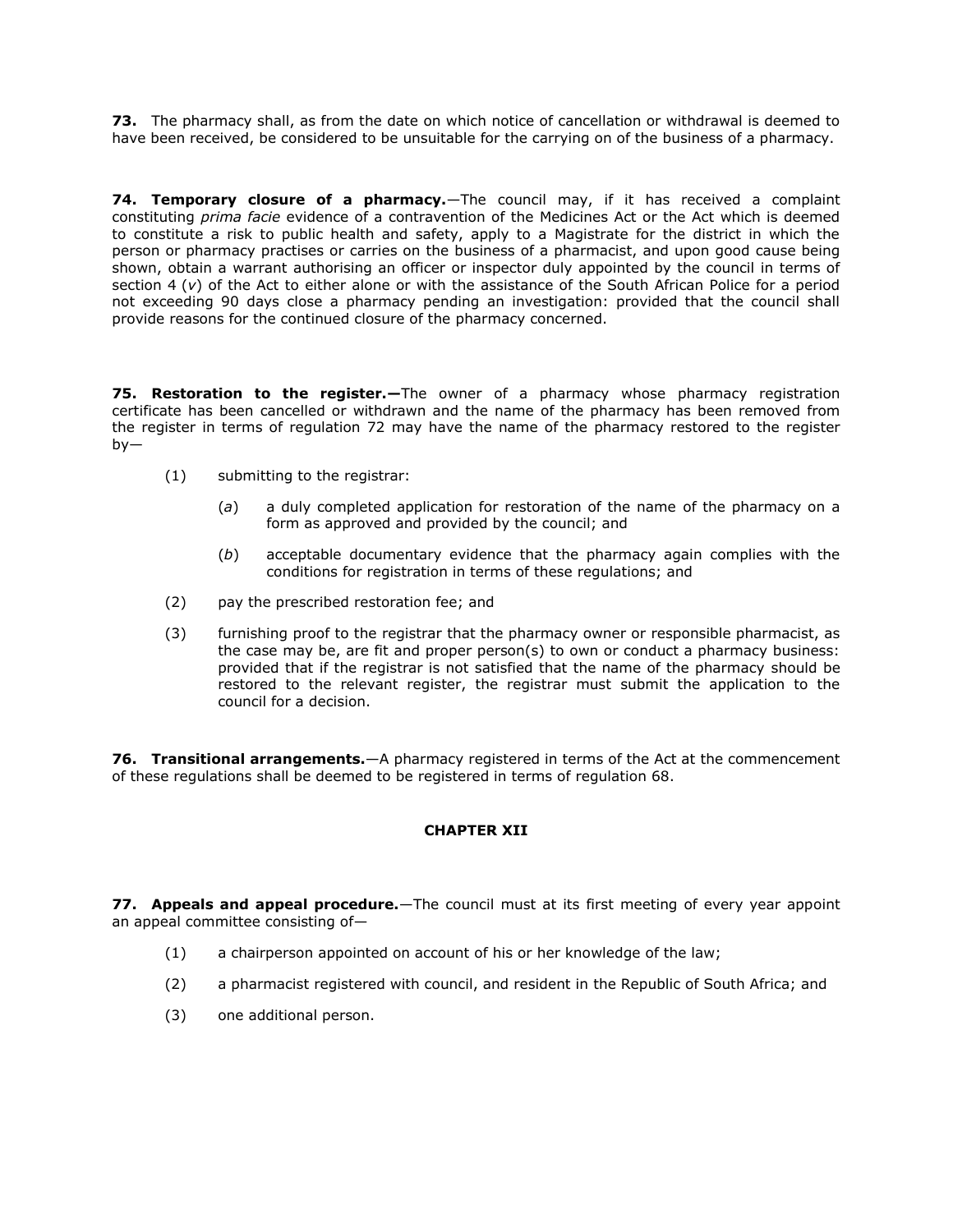**73.** The pharmacy shall, as from the date on which notice of cancellation or withdrawal is deemed to have been received, be considered to be unsuitable for the carrying on of the business of a pharmacy.

**74. Temporary closure of a pharmacy.**—The council may, if it has received a complaint constituting *prima facie* evidence of a contravention of the Medicines Act or the Act which is deemed to constitute a risk to public health and safety, apply to a Magistrate for the district in which the person or pharmacy practises or carries on the business of a pharmacist, and upon good cause being shown, obtain a warrant authorising an officer or inspector duly appointed by the council in terms of section 4 (*v*) of the Act to either alone or with the assistance of the South African Police for a period not exceeding 90 days close a pharmacy pending an investigation: provided that the council shall provide reasons for the continued closure of the pharmacy concerned.

**75. Restoration to the register.—**The owner of a pharmacy whose pharmacy registration certificate has been cancelled or withdrawn and the name of the pharmacy has been removed from the register in terms of regulation 72 may have the name of the pharmacy restored to the register by—

(1) submitting to the registrar:

  (*a*) a duly completed application for restoration of the name of the pharmacy on a form as approved and provided by the council; and

  (*b*) acceptable documentary evidence that the pharmacy again complies with the conditions for registration in terms of these regulations; and

(2) pay the prescribed restoration fee; and

(3) furnishing proof to the registrar that the pharmacy owner or responsible pharmacist, as the case may be, are fit and proper person(s) to own or conduct a pharmacy business: provided that if the registrar is not satisfied that the name of the pharmacy should be restored to the relevant register, the registrar must submit the application to the council for a decision.

**76. Transitional arrangements.**—A pharmacy registered in terms of the Act at the commencement of these regulations shall be deemed to be registered in terms of regulation 68.

## CHAPTER XII

**77. Appeals and appeal procedure.**—The council must at its first meeting of every year appoint an appeal committee consisting of—

(1) a chairperson appointed on account of his or her knowledge of the law;

(2) a pharmacist registered with council, and resident in the Republic of South Africa; and

(3) one additional person.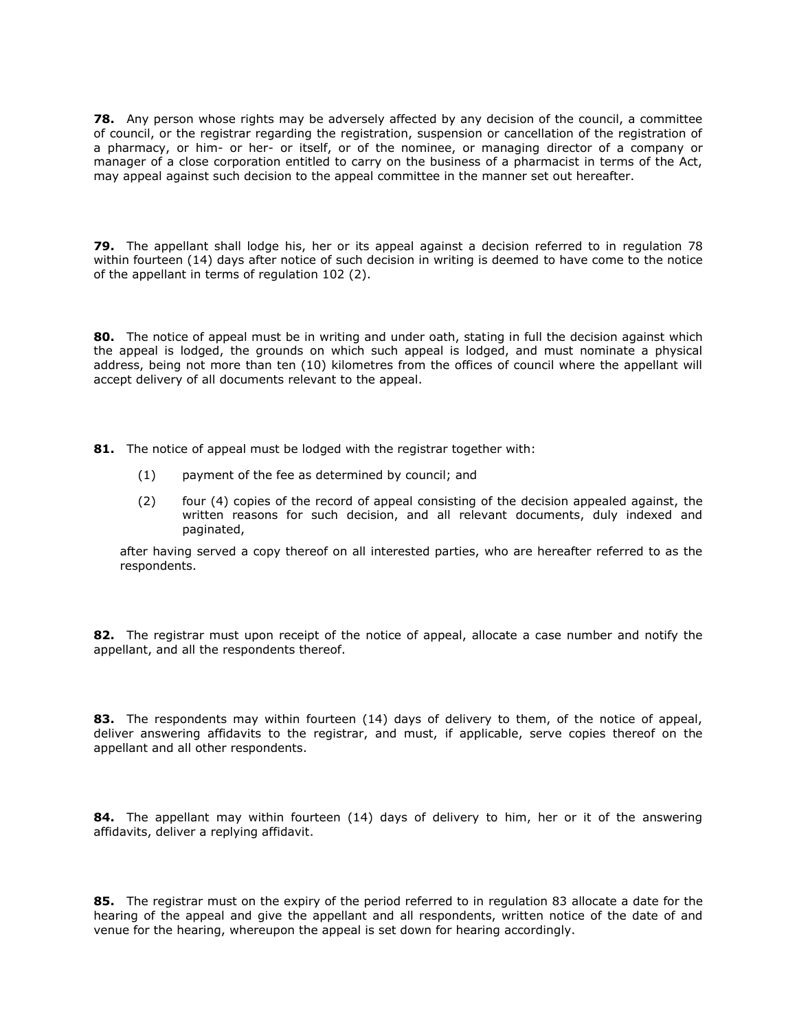**78.** Any person whose rights may be adversely affected by any decision of the council, a committee of council, or the registrar regarding the registration, suspension or cancellation of the registration of a pharmacy, or him- or her- or itself, or of the nominee, or managing director of a company or manager of a close corporation entitled to carry on the business of a pharmacist in terms of the Act, may appeal against such decision to the appeal committee in the manner set out hereafter.

**79.** The appellant shall lodge his, her or its appeal against a decision referred to in regulation 78 within fourteen (14) days after notice of such decision in writing is deemed to have come to the notice of the appellant in terms of regulation 102 (2).

**80.** The notice of appeal must be in writing and under oath, stating in full the decision against which the appeal is lodged, the grounds on which such appeal is lodged, and must nominate a physical address, being not more than ten (10) kilometres from the offices of council where the appellant will accept delivery of all documents relevant to the appeal.

**81.** The notice of appeal must be lodged with the registrar together with:

(1) payment of the fee as determined by council; and

(2) four (4) copies of the record of appeal consisting of the decision appealed against, the written reasons for such decision, and all relevant documents, duly indexed and paginated,

after having served a copy thereof on all interested parties, who are hereafter referred to as the respondents.

**82.** The registrar must upon receipt of the notice of appeal, allocate a case number and notify the appellant, and all the respondents thereof.

**83.** The respondents may within fourteen (14) days of delivery to them, of the notice of appeal, deliver answering affidavits to the registrar, and must, if applicable, serve copies thereof on the appellant and all other respondents.

**84.** The appellant may within fourteen (14) days of delivery to him, her or it of the answering affidavits, deliver a replying affidavit.

**85.** The registrar must on the expiry of the period referred to in regulation 83 allocate a date for the hearing of the appeal and give the appellant and all respondents, written notice of the date of and venue for the hearing, whereupon the appeal is set down for hearing accordingly.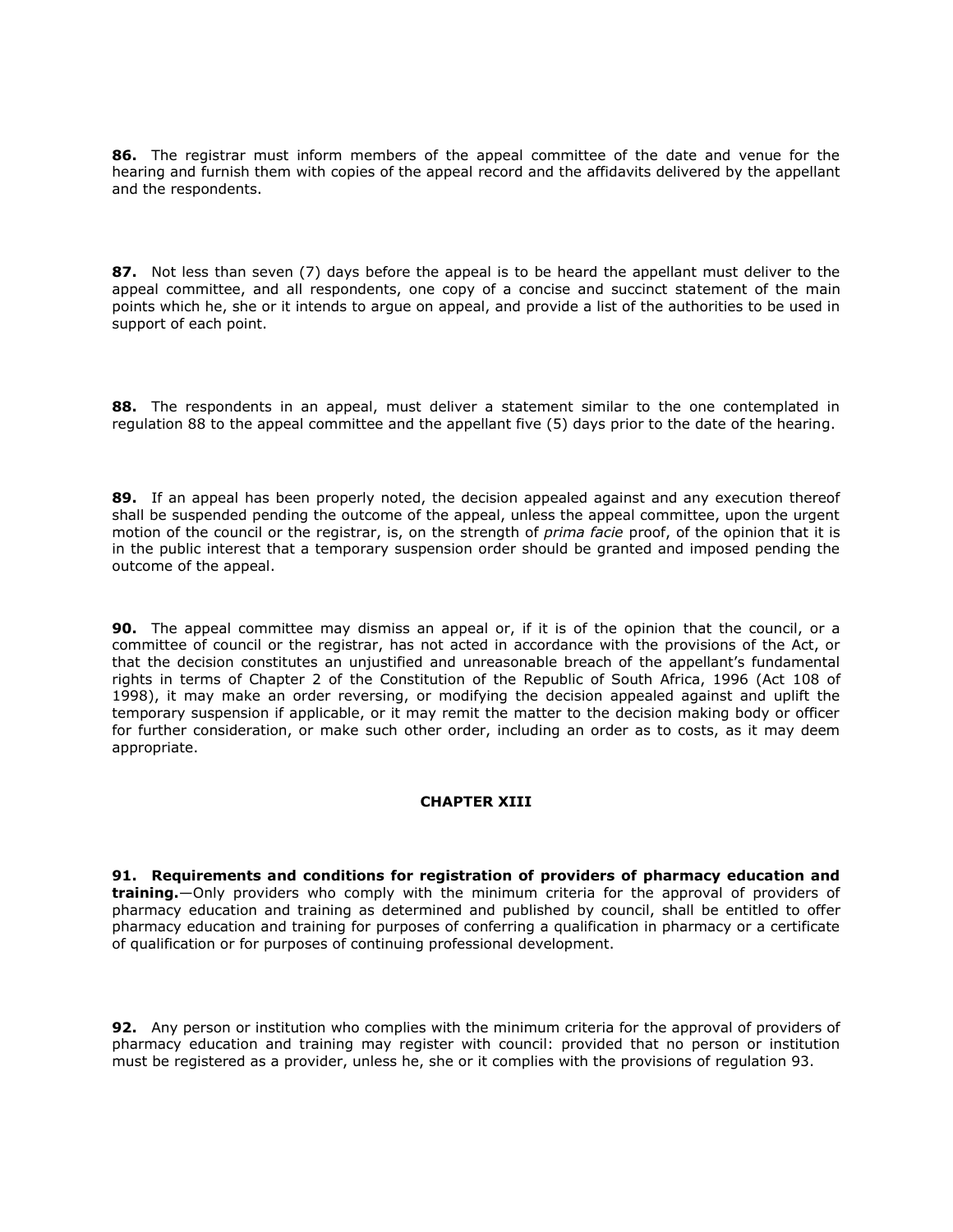**86.** The registrar must inform members of the appeal committee of the date and venue for the hearing and furnish them with copies of the appeal record and the affidavits delivered by the appellant and the respondents.

**87.** Not less than seven (7) days before the appeal is to be heard the appellant must deliver to the appeal committee, and all respondents, one copy of a concise and succinct statement of the main points which he, she or it intends to argue on appeal, and provide a list of the authorities to be used in support of each point.

**88.** The respondents in an appeal, must deliver a statement similar to the one contemplated in regulation 88 to the appeal committee and the appellant five (5) days prior to the date of the hearing.

**89.** If an appeal has been properly noted, the decision appealed against and any execution thereof shall be suspended pending the outcome of the appeal, unless the appeal committee, upon the urgent motion of the council or the registrar, is, on the strength of *prima facie* proof, of the opinion that it is in the public interest that a temporary suspension order should be granted and imposed pending the outcome of the appeal.

**90.** The appeal committee may dismiss an appeal or, if it is of the opinion that the council, or a committee of council or the registrar, has not acted in accordance with the provisions of the Act, or that the decision constitutes an unjustified and unreasonable breach of the appellant's fundamental rights in terms of Chapter 2 of the Constitution of the Republic of South Africa, 1996 (Act 108 of 1998), it may make an order reversing, or modifying the decision appealed against and uplift the temporary suspension if applicable, or it may remit the matter to the decision making body or officer for further consideration, or make such other order, including an order as to costs, as it may deem appropriate.

## CHAPTER XIII

**91. Requirements and conditions for registration of providers of pharmacy education and training.**—Only providers who comply with the minimum criteria for the approval of providers of pharmacy education and training as determined and published by council, shall be entitled to offer pharmacy education and training for purposes of conferring a qualification in pharmacy or a certificate of qualification or for purposes of continuing professional development.

**92.** Any person or institution who complies with the minimum criteria for the approval of providers of pharmacy education and training may register with council: provided that no person or institution must be registered as a provider, unless he, she or it complies with the provisions of regulation 93.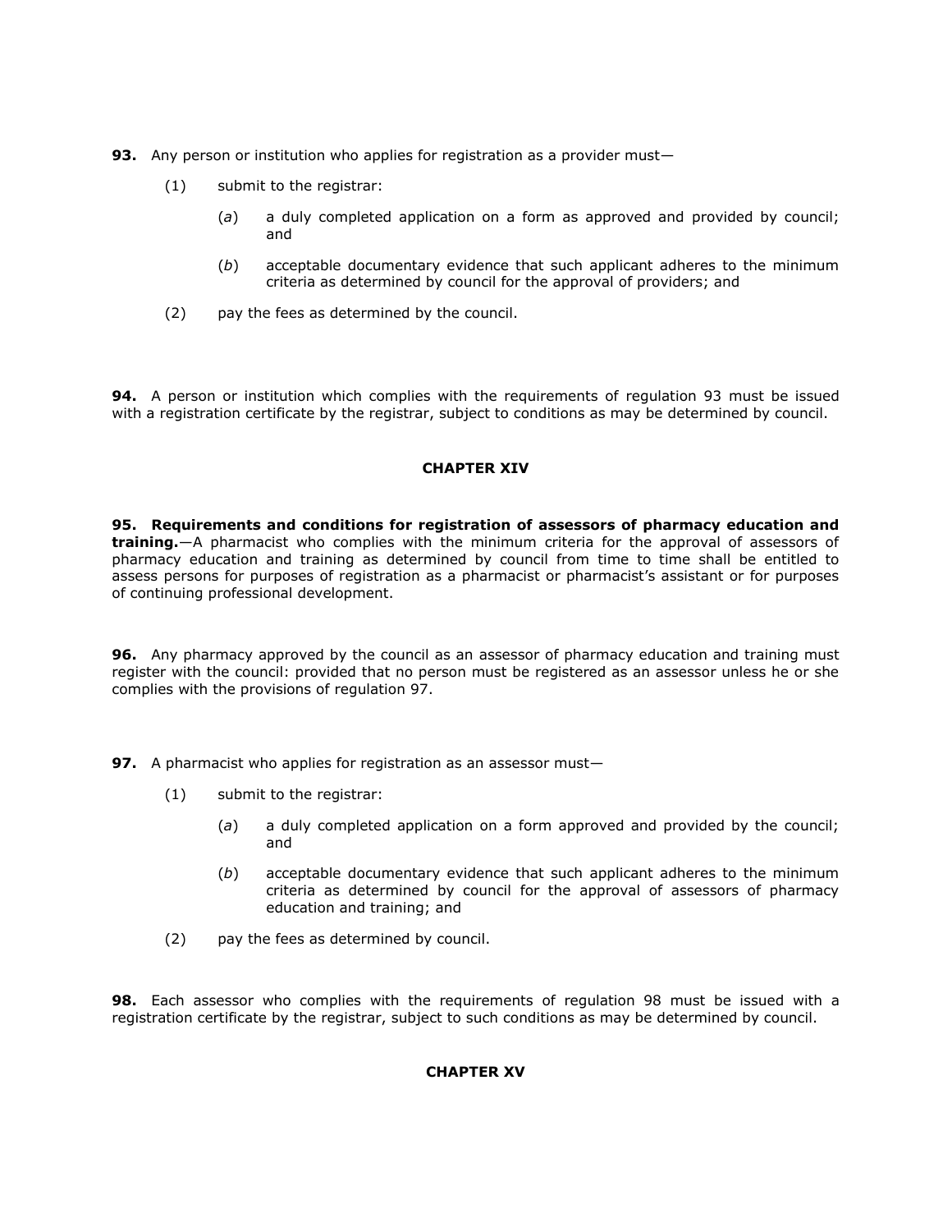**93.** Any person or institution who applies for registration as a provider must—

(1) submit to the registrar:

(*a*) a duly completed application on a form as approved and provided by council; and

(*b*) acceptable documentary evidence that such applicant adheres to the minimum criteria as determined by council for the approval of providers; and

(2) pay the fees as determined by the council.

**94.** A person or institution which complies with the requirements of regulation 93 must be issued with a registration certificate by the registrar, subject to conditions as may be determined by council.

## CHAPTER XIV

**95. Requirements and conditions for registration of assessors of pharmacy education and training.**—A pharmacist who complies with the minimum criteria for the approval of assessors of pharmacy education and training as determined by council from time to time shall be entitled to assess persons for purposes of registration as a pharmacist or pharmacist's assistant or for purposes of continuing professional development.

**96.** Any pharmacy approved by the council as an assessor of pharmacy education and training must register with the council: provided that no person must be registered as an assessor unless he or she complies with the provisions of regulation 97.

**97.** A pharmacist who applies for registration as an assessor must—

(1) submit to the registrar:

(*a*) a duly completed application on a form approved and provided by the council; and

(*b*) acceptable documentary evidence that such applicant adheres to the minimum criteria as determined by council for the approval of assessors of pharmacy education and training; and

(2) pay the fees as determined by council.

**98.** Each assessor who complies with the requirements of regulation 98 must be issued with a registration certificate by the registrar, subject to such conditions as may be determined by council.

## CHAPTER XV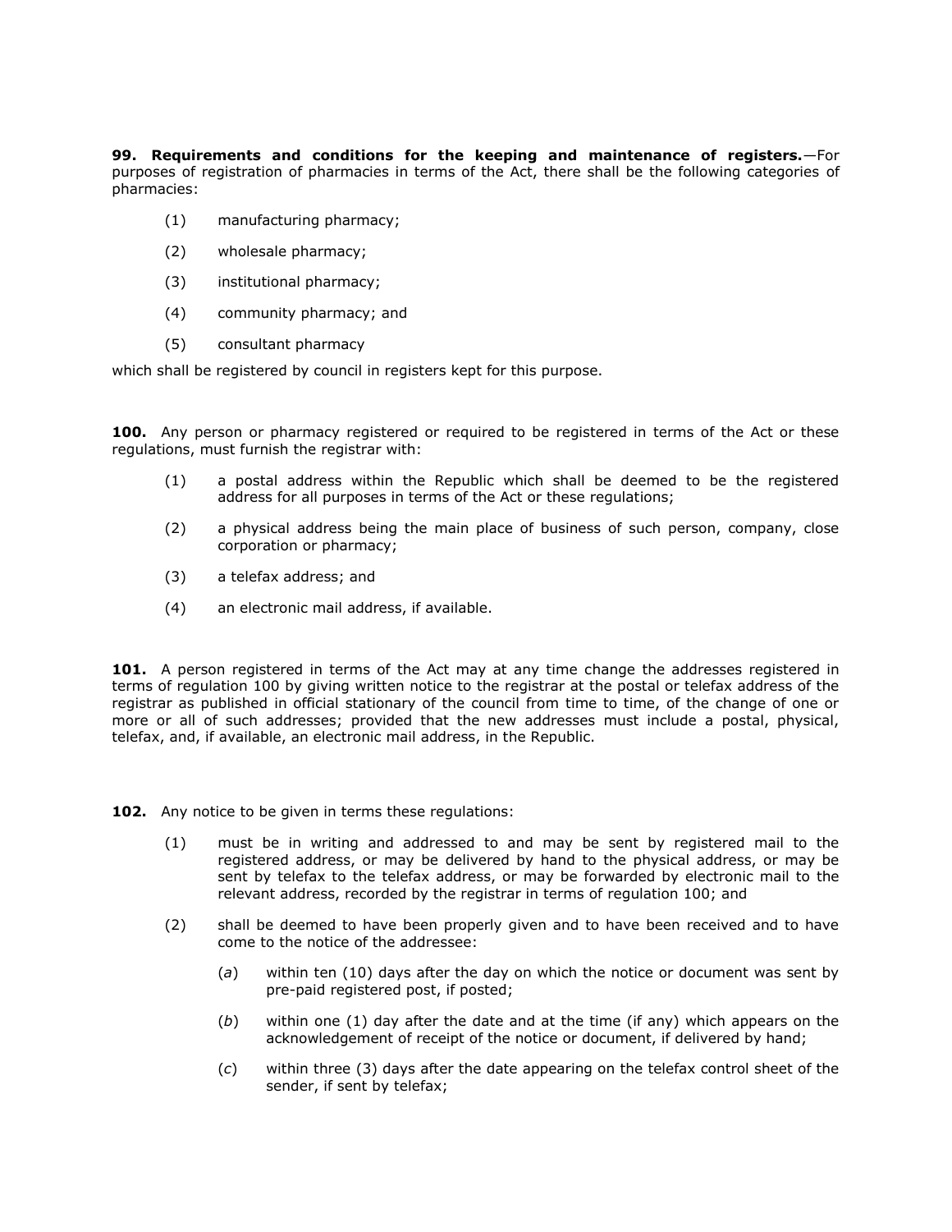**99. Requirements and conditions for the keeping and maintenance of registers.**—For purposes of registration of pharmacies in terms of the Act, there shall be the following categories of pharmacies:

(1) manufacturing pharmacy;

(2) wholesale pharmacy;

(3) institutional pharmacy;

(4) community pharmacy; and

(5) consultant pharmacy

which shall be registered by council in registers kept for this purpose.

**100.** Any person or pharmacy registered or required to be registered in terms of the Act or these regulations, must furnish the registrar with:

(1) a postal address within the Republic which shall be deemed to be the registered address for all purposes in terms of the Act or these regulations;

(2) a physical address being the main place of business of such person, company, close corporation or pharmacy;

(3) a telefax address; and

(4) an electronic mail address, if available.

**101.** A person registered in terms of the Act may at any time change the addresses registered in terms of regulation 100 by giving written notice to the registrar at the postal or telefax address of the registrar as published in official stationary of the council from time to time, of the change of one or more or all of such addresses; provided that the new addresses must include a postal, physical, telefax, and, if available, an electronic mail address, in the Republic.

**102.** Any notice to be given in terms these regulations:

(1) must be in writing and addressed to and may be sent by registered mail to the registered address, or may be delivered by hand to the physical address, or may be sent by telefax to the telefax address, or may be forwarded by electronic mail to the relevant address, recorded by the registrar in terms of regulation 100; and

(2) shall be deemed to have been properly given and to have been received and to have come to the notice of the addressee:

(*a*) within ten (10) days after the day on which the notice or document was sent by pre-paid registered post, if posted;

(*b*) within one (1) day after the date and at the time (if any) which appears on the acknowledgement of receipt of the notice or document, if delivered by hand;

(*c*) within three (3) days after the date appearing on the telefax control sheet of the sender, if sent by telefax;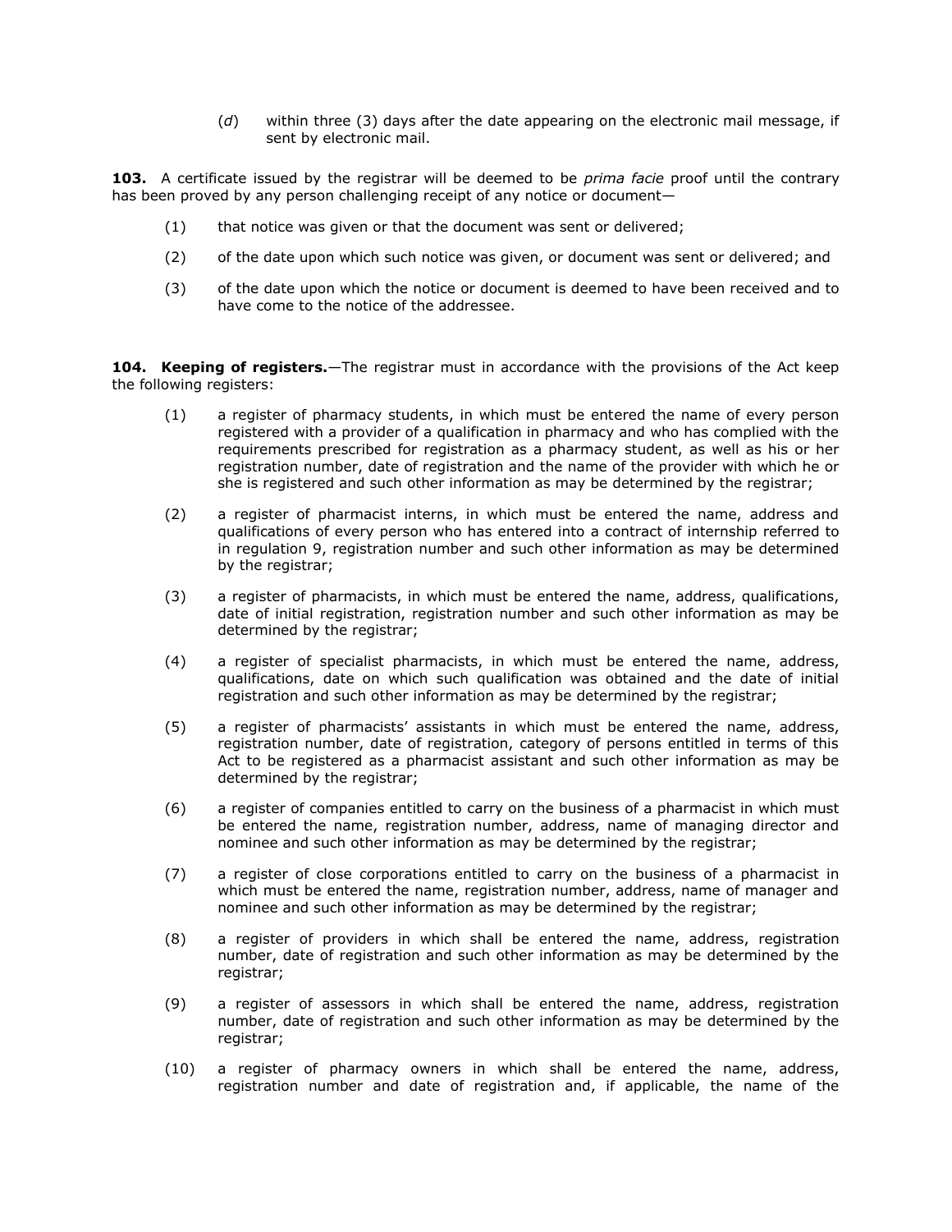(*d*) within three (3) days after the date appearing on the electronic mail message, if sent by electronic mail.

**103.** A certificate issued by the registrar will be deemed to be *prima facie* proof until the contrary has been proved by any person challenging receipt of any notice or document—

(1) that notice was given or that the document was sent or delivered;

(2) of the date upon which such notice was given, or document was sent or delivered; and

(3) of the date upon which the notice or document is deemed to have been received and to have come to the notice of the addressee.

**104. Keeping of registers.**—The registrar must in accordance with the provisions of the Act keep the following registers:

(1) a register of pharmacy students, in which must be entered the name of every person registered with a provider of a qualification in pharmacy and who has complied with the requirements prescribed for registration as a pharmacy student, as well as his or her registration number, date of registration and the name of the provider with which he or she is registered and such other information as may be determined by the registrar;

(2) a register of pharmacist interns, in which must be entered the name, address and qualifications of every person who has entered into a contract of internship referred to in regulation 9, registration number and such other information as may be determined by the registrar;

(3) a register of pharmacists, in which must be entered the name, address, qualifications, date of initial registration, registration number and such other information as may be determined by the registrar;

(4) a register of specialist pharmacists, in which must be entered the name, address, qualifications, date on which such qualification was obtained and the date of initial registration and such other information as may be determined by the registrar;

(5) a register of pharmacists' assistants in which must be entered the name, address, registration number, date of registration, category of persons entitled in terms of this Act to be registered as a pharmacist assistant and such other information as may be determined by the registrar;

(6) a register of companies entitled to carry on the business of a pharmacist in which must be entered the name, registration number, address, name of managing director and nominee and such other information as may be determined by the registrar;

(7) a register of close corporations entitled to carry on the business of a pharmacist in which must be entered the name, registration number, address, name of manager and nominee and such other information as may be determined by the registrar;

(8) a register of providers in which shall be entered the name, address, registration number, date of registration and such other information as may be determined by the registrar;

(9) a register of assessors in which shall be entered the name, address, registration number, date of registration and such other information as may be determined by the registrar;

(10) a register of pharmacy owners in which shall be entered the name, address, registration number and date of registration and, if applicable, the name of the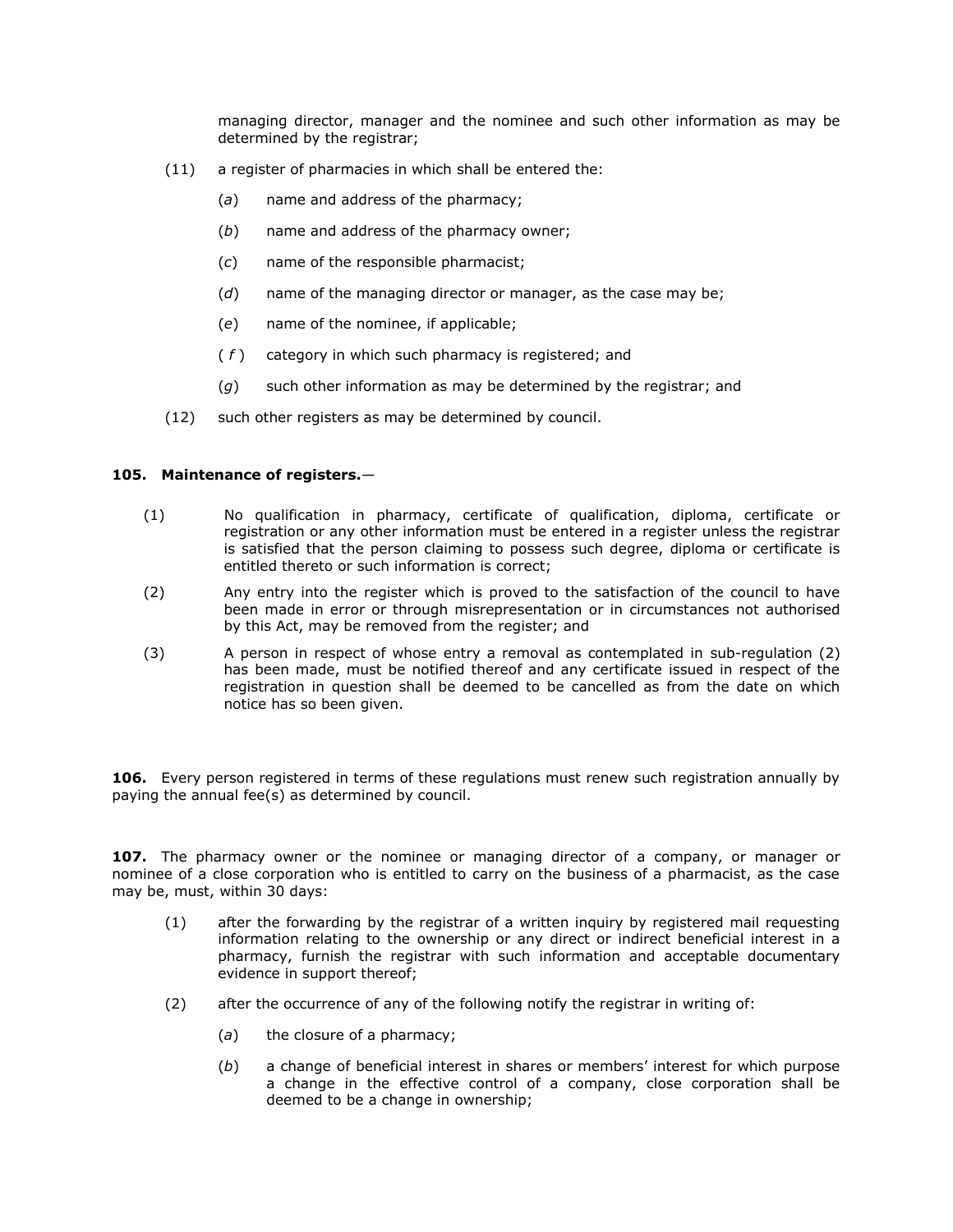managing director, manager and the nominee and such other information as may be determined by the registrar;

(11) a register of pharmacies in which shall be entered the:

(*a*) name and address of the pharmacy;

(*b*) name and address of the pharmacy owner;

(*c*) name of the responsible pharmacist;

(*d*) name of the managing director or manager, as the case may be;

(*e*) name of the nominee, if applicable;

(*f*) category in which such pharmacy is registered; and

(*g*) such other information as may be determined by the registrar; and

(12) such other registers as may be determined by council.

**105. Maintenance of registers.**—

(1) No qualification in pharmacy, certificate of qualification, diploma, certificate or registration or any other information must be entered in a register unless the registrar is satisfied that the person claiming to possess such degree, diploma or certificate is entitled thereto or such information is correct;

(2) Any entry into the register which is proved to the satisfaction of the council to have been made in error or through misrepresentation or in circumstances not authorised by this Act, may be removed from the register; and

(3) A person in respect of whose entry a removal as contemplated in sub-regulation (2) has been made, must be notified thereof and any certificate issued in respect of the registration in question shall be deemed to be cancelled as from the date on which notice has so been given.

**106.** Every person registered in terms of these regulations must renew such registration annually by paying the annual fee(s) as determined by council.

**107.** The pharmacy owner or the nominee or managing director of a company, or manager or nominee of a close corporation who is entitled to carry on the business of a pharmacist, as the case may be, must, within 30 days:

(1) after the forwarding by the registrar of a written inquiry by registered mail requesting information relating to the ownership or any direct or indirect beneficial interest in a pharmacy, furnish the registrar with such information and acceptable documentary evidence in support thereof;

(2) after the occurrence of any of the following notify the registrar in writing of:

(*a*) the closure of a pharmacy;

(*b*) a change of beneficial interest in shares or members' interest for which purpose a change in the effective control of a company, close corporation shall be deemed to be a change in ownership;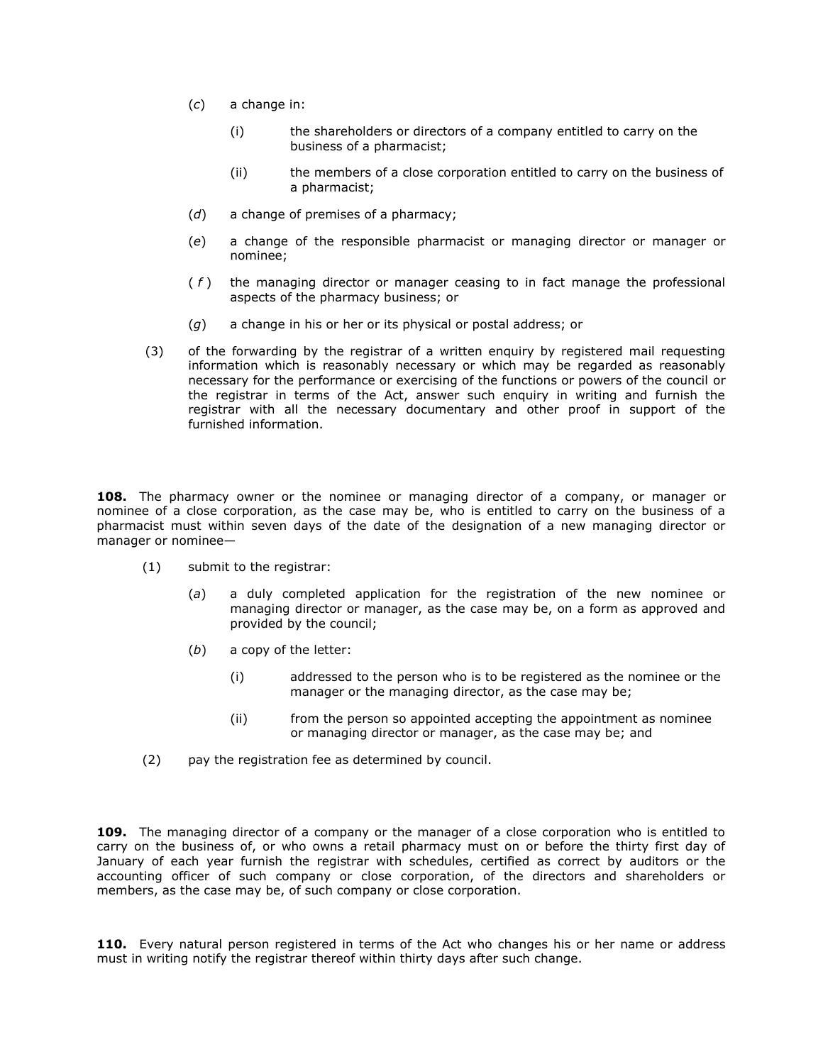(*c*) a change in:

(i) the shareholders or directors of a company entitled to carry on the business of a pharmacist;

(ii) the members of a close corporation entitled to carry on the business of a pharmacist;

(*d*) a change of premises of a pharmacy;

(*e*) a change of the responsible pharmacist or managing director or manager or nominee;

(*f*) the managing director or manager ceasing to in fact manage the professional aspects of the pharmacy business; or

(*g*) a change in his or her or its physical or postal address; or

(3) of the forwarding by the registrar of a written enquiry by registered mail requesting information which is reasonably necessary or which may be regarded as reasonably necessary for the performance or exercising of the functions or powers of the council or the registrar in terms of the Act, answer such enquiry in writing and furnish the registrar with all the necessary documentary and other proof in support of the furnished information.

**108.** The pharmacy owner or the nominee or managing director of a company, or manager or nominee of a close corporation, as the case may be, who is entitled to carry on the business of a pharmacist must within seven days of the date of the designation of a new managing director or manager or nominee—

(1) submit to the registrar:

(*a*) a duly completed application for the registration of the new nominee or managing director or manager, as the case may be, on a form as approved and provided by the council;

(*b*) a copy of the letter:

(i) addressed to the person who is to be registered as the nominee or the manager or the managing director, as the case may be;

(ii) from the person so appointed accepting the appointment as nominee or managing director or manager, as the case may be; and

(2) pay the registration fee as determined by council.

**109.** The managing director of a company or the manager of a close corporation who is entitled to carry on the business of, or who owns a retail pharmacy must on or before the thirty first day of January of each year furnish the registrar with schedules, certified as correct by auditors or the accounting officer of such company or close corporation, of the directors and shareholders or members, as the case may be, of such company or close corporation.

**110.** Every natural person registered in terms of the Act who changes his or her name or address must in writing notify the registrar thereof within thirty days after such change.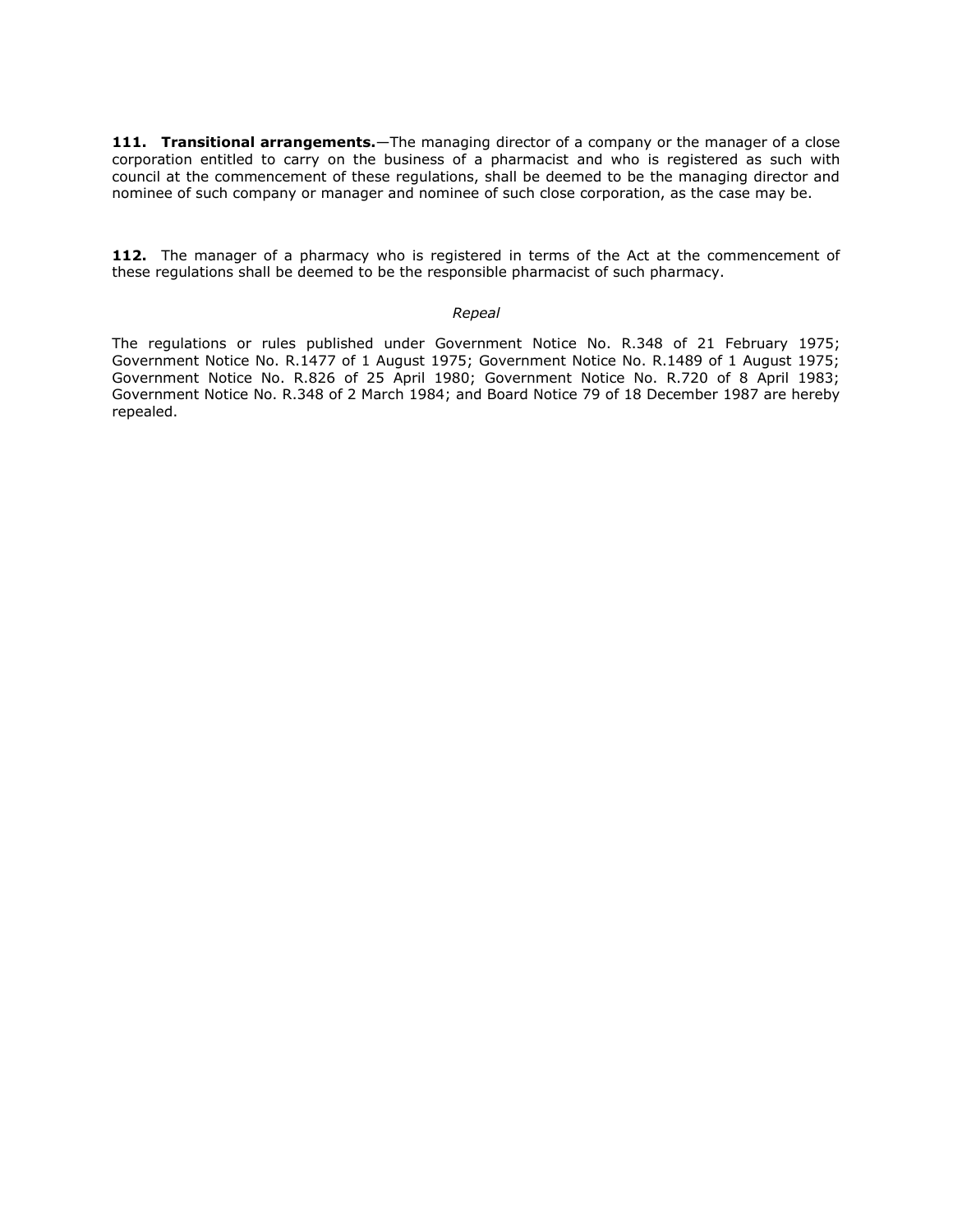**111. Transitional arrangements.**—The managing director of a company or the manager of a close corporation entitled to carry on the business of a pharmacist and who is registered as such with council at the commencement of these regulations, shall be deemed to be the managing director and nominee of such company or manager and nominee of such close corporation, as the case may be.

**112.** The manager of a pharmacy who is registered in terms of the Act at the commencement of these regulations shall be deemed to be the responsible pharmacist of such pharmacy.

*Repeal*

The regulations or rules published under Government Notice No. R.348 of 21 February 1975; Government Notice No. R.1477 of 1 August 1975; Government Notice No. R.1489 of 1 August 1975; Government Notice No. R.826 of 25 April 1980; Government Notice No. R.720 of 8 April 1983; Government Notice No. R.348 of 2 March 1984; and Board Notice 79 of 18 December 1987 are hereby repealed.